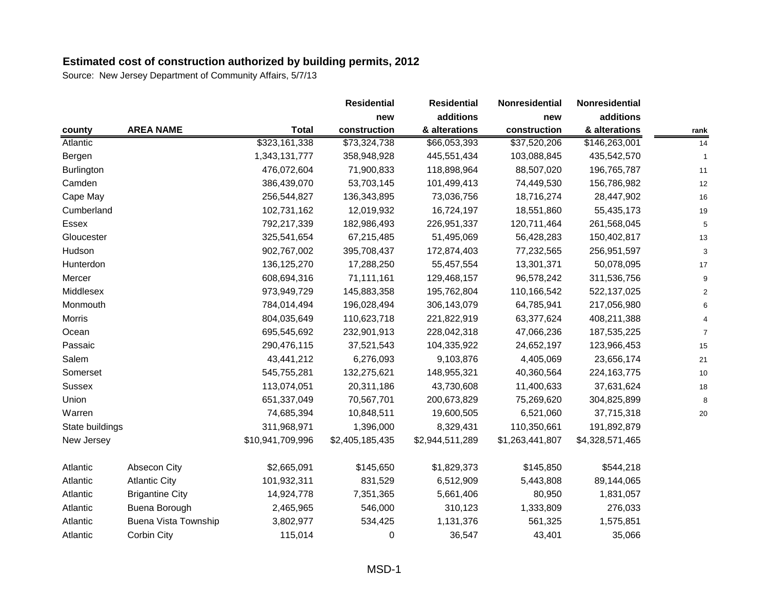## Estimated cost of construction authorized by building permits, 2012

Source: New Jersey Department of Community Affairs, 5/7/13

| county | AREA NAME | Total | Residential new construction | Residential additions & alterations | Nonresidential new construction | Nonresidential additions & alterations | rank |
|---|---|---|---|---|---|---|---|
| Atlantic | | $323,161,338 | $73,324,738 | $66,053,393 | $37,520,206 | $146,263,001 | 14 |
| Bergen | | 1,343,131,777 | 358,948,928 | 445,551,434 | 103,088,845 | 435,542,570 | 1 |
| Burlington | | 476,072,604 | 71,900,833 | 118,898,964 | 88,507,020 | 196,765,787 | 11 |
| Camden | | 386,439,070 | 53,703,145 | 101,499,413 | 74,449,530 | 156,786,982 | 12 |
| Cape May | | 256,544,827 | 136,343,895 | 73,036,756 | 18,716,274 | 28,447,902 | 16 |
| Cumberland | | 102,731,162 | 12,019,932 | 16,724,197 | 18,551,860 | 55,435,173 | 19 |
| Essex | | 792,217,339 | 182,986,493 | 226,951,337 | 120,711,464 | 261,568,045 | 5 |
| Gloucester | | 325,541,654 | 67,215,485 | 51,495,069 | 56,428,283 | 150,402,817 | 13 |
| Hudson | | 902,767,002 | 395,708,437 | 172,874,403 | 77,232,565 | 256,951,597 | 3 |
| Hunterdon | | 136,125,270 | 17,288,250 | 55,457,554 | 13,301,371 | 50,078,095 | 17 |
| Mercer | | 608,694,316 | 71,111,161 | 129,468,157 | 96,578,242 | 311,536,756 | 9 |
| Middlesex | | 973,949,729 | 145,883,358 | 195,762,804 | 110,166,542 | 522,137,025 | 2 |
| Monmouth | | 784,014,494 | 196,028,494 | 306,143,079 | 64,785,941 | 217,056,980 | 6 |
| Morris | | 804,035,649 | 110,623,718 | 221,822,919 | 63,377,624 | 408,211,388 | 4 |
| Ocean | | 695,545,692 | 232,901,913 | 228,042,318 | 47,066,236 | 187,535,225 | 7 |
| Passaic | | 290,476,115 | 37,521,543 | 104,335,922 | 24,652,197 | 123,966,453 | 15 |
| Salem | | 43,441,212 | 6,276,093 | 9,103,876 | 4,405,069 | 23,656,174 | 21 |
| Somerset | | 545,755,281 | 132,275,621 | 148,955,321 | 40,360,564 | 224,163,775 | 10 |
| Sussex | | 113,074,051 | 20,311,186 | 43,730,608 | 11,400,633 | 37,631,624 | 18 |
| Union | | 651,337,049 | 70,567,701 | 200,673,829 | 75,269,620 | 304,825,899 | 8 |
| Warren | | 74,685,394 | 10,848,511 | 19,600,505 | 6,521,060 | 37,715,318 | 20 |
| State buildings | | 311,968,971 | 1,396,000 | 8,329,431 | 110,350,661 | 191,892,879 | |
| New Jersey | | $10,941,709,996 | $2,405,185,435 | $2,944,511,289 | $1,263,441,807 | $4,328,571,465 | |
| | | | | | | | |
| Atlantic | Absecon City | $2,665,091 | $145,650 | $1,829,373 | $145,850 | $544,218 | |
| Atlantic | Atlantic City | 101,932,311 | 831,529 | 6,512,909 | 5,443,808 | 89,144,065 | |
| Atlantic | Brigantine City | 14,924,778 | 7,351,365 | 5,661,406 | 80,950 | 1,831,057 | |
| Atlantic | Buena Borough | 2,465,965 | 546,000 | 310,123 | 1,333,809 | 276,033 | |
| Atlantic | Buena Vista Township | 3,802,977 | 534,425 | 1,131,376 | 561,325 | 1,575,851 | |
| Atlantic | Corbin City | 115,014 | 0 | 36,547 | 43,401 | 35,066 | |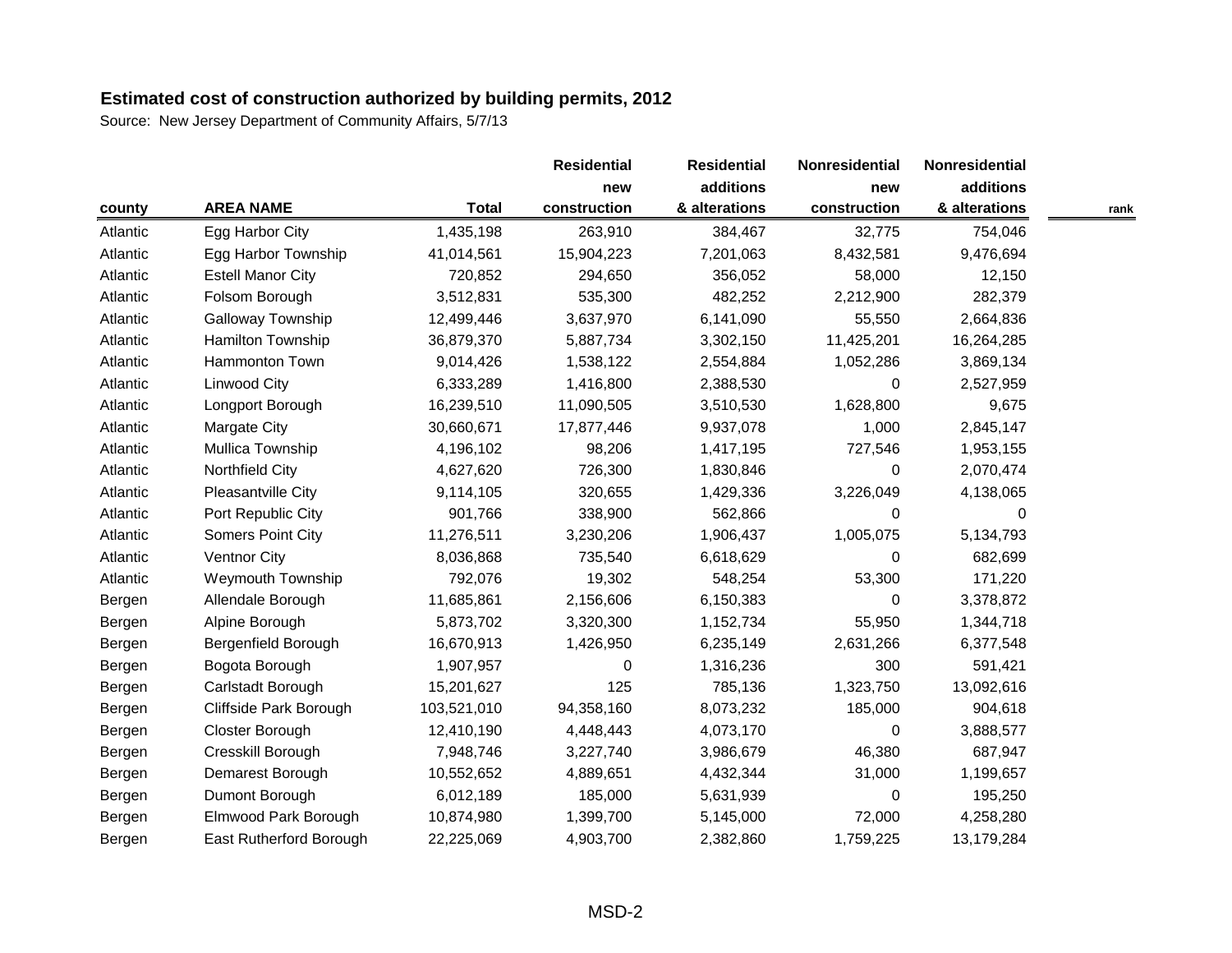**Estimated cost of construction authorized by building permits, 2012**

Source: New Jersey Department of Community Affairs, 5/7/13

| county | AREA NAME | Total | Residential new construction | Residential additions & alterations | Nonresidential new construction | Nonresidential additions & alterations | rank |
|---|---|---|---|---|---|---|---|
| Atlantic | Egg Harbor City | 1,435,198 | 263,910 | 384,467 | 32,775 | 754,046 | |
| Atlantic | Egg Harbor Township | 41,014,561 | 15,904,223 | 7,201,063 | 8,432,581 | 9,476,694 | |
| Atlantic | Estell Manor City | 720,852 | 294,650 | 356,052 | 58,000 | 12,150 | |
| Atlantic | Folsom Borough | 3,512,831 | 535,300 | 482,252 | 2,212,900 | 282,379 | |
| Atlantic | Galloway Township | 12,499,446 | 3,637,970 | 6,141,090 | 55,550 | 2,664,836 | |
| Atlantic | Hamilton Township | 36,879,370 | 5,887,734 | 3,302,150 | 11,425,201 | 16,264,285 | |
| Atlantic | Hammonton Town | 9,014,426 | 1,538,122 | 2,554,884 | 1,052,286 | 3,869,134 | |
| Atlantic | Linwood City | 6,333,289 | 1,416,800 | 2,388,530 | 0 | 2,527,959 | |
| Atlantic | Longport Borough | 16,239,510 | 11,090,505 | 3,510,530 | 1,628,800 | 9,675 | |
| Atlantic | Margate City | 30,660,671 | 17,877,446 | 9,937,078 | 1,000 | 2,845,147 | |
| Atlantic | Mullica Township | 4,196,102 | 98,206 | 1,417,195 | 727,546 | 1,953,155 | |
| Atlantic | Northfield City | 4,627,620 | 726,300 | 1,830,846 | 0 | 2,070,474 | |
| Atlantic | Pleasantville City | 9,114,105 | 320,655 | 1,429,336 | 3,226,049 | 4,138,065 | |
| Atlantic | Port Republic City | 901,766 | 338,900 | 562,866 | 0 | 0 | |
| Atlantic | Somers Point City | 11,276,511 | 3,230,206 | 1,906,437 | 1,005,075 | 5,134,793 | |
| Atlantic | Ventnor City | 8,036,868 | 735,540 | 6,618,629 | 0 | 682,699 | |
| Atlantic | Weymouth Township | 792,076 | 19,302 | 548,254 | 53,300 | 171,220 | |
| Bergen | Allendale Borough | 11,685,861 | 2,156,606 | 6,150,383 | 0 | 3,378,872 | |
| Bergen | Alpine Borough | 5,873,702 | 3,320,300 | 1,152,734 | 55,950 | 1,344,718 | |
| Bergen | Bergenfield Borough | 16,670,913 | 1,426,950 | 6,235,149 | 2,631,266 | 6,377,548 | |
| Bergen | Bogota Borough | 1,907,957 | 0 | 1,316,236 | 300 | 591,421 | |
| Bergen | Carlstadt Borough | 15,201,627 | 125 | 785,136 | 1,323,750 | 13,092,616 | |
| Bergen | Cliffside Park Borough | 103,521,010 | 94,358,160 | 8,073,232 | 185,000 | 904,618 | |
| Bergen | Closter Borough | 12,410,190 | 4,448,443 | 4,073,170 | 0 | 3,888,577 | |
| Bergen | Cresskill Borough | 7,948,746 | 3,227,740 | 3,986,679 | 46,380 | 687,947 | |
| Bergen | Demarest Borough | 10,552,652 | 4,889,651 | 4,432,344 | 31,000 | 1,199,657 | |
| Bergen | Dumont Borough | 6,012,189 | 185,000 | 5,631,939 | 0 | 195,250 | |
| Bergen | Elmwood Park Borough | 10,874,980 | 1,399,700 | 5,145,000 | 72,000 | 4,258,280 | |
| Bergen | East Rutherford Borough | 22,225,069 | 4,903,700 | 2,382,860 | 1,759,225 | 13,179,284 | |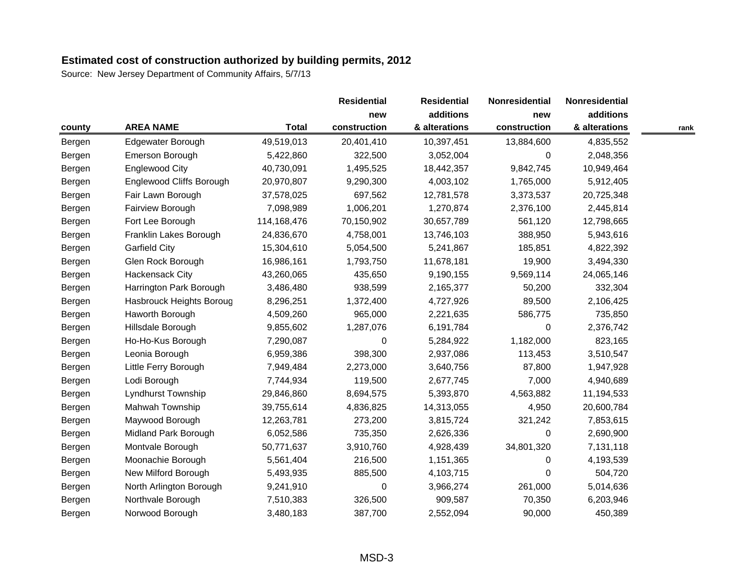**Estimated cost of construction authorized by building permits, 2012**

Source: New Jersey Department of Community Affairs, 5/7/13

| county | AREA NAME | Total | Residential new construction | Residential additions & alterations | Nonresidential new construction | Nonresidential additions & alterations | rank |
|---|---|---|---|---|---|---|---|
| Bergen | Edgewater Borough | 49,519,013 | 20,401,410 | 10,397,451 | 13,884,600 | 4,835,552 | |
| Bergen | Emerson Borough | 5,422,860 | 322,500 | 3,052,004 | 0 | 2,048,356 | |
| Bergen | Englewood City | 40,730,091 | 1,495,525 | 18,442,357 | 9,842,745 | 10,949,464 | |
| Bergen | Englewood Cliffs Borough | 20,970,807 | 9,290,300 | 4,003,102 | 1,765,000 | 5,912,405 | |
| Bergen | Fair Lawn Borough | 37,578,025 | 697,562 | 12,781,578 | 3,373,537 | 20,725,348 | |
| Bergen | Fairview Borough | 7,098,989 | 1,006,201 | 1,270,874 | 2,376,100 | 2,445,814 | |
| Bergen | Fort Lee Borough | 114,168,476 | 70,150,902 | 30,657,789 | 561,120 | 12,798,665 | |
| Bergen | Franklin Lakes Borough | 24,836,670 | 4,758,001 | 13,746,103 | 388,950 | 5,943,616 | |
| Bergen | Garfield City | 15,304,610 | 5,054,500 | 5,241,867 | 185,851 | 4,822,392 | |
| Bergen | Glen Rock Borough | 16,986,161 | 1,793,750 | 11,678,181 | 19,900 | 3,494,330 | |
| Bergen | Hackensack City | 43,260,065 | 435,650 | 9,190,155 | 9,569,114 | 24,065,146 | |
| Bergen | Harrington Park Borough | 3,486,480 | 938,599 | 2,165,377 | 50,200 | 332,304 | |
| Bergen | Hasbrouck Heights Boroug | 8,296,251 | 1,372,400 | 4,727,926 | 89,500 | 2,106,425 | |
| Bergen | Haworth Borough | 4,509,260 | 965,000 | 2,221,635 | 586,775 | 735,850 | |
| Bergen | Hillsdale Borough | 9,855,602 | 1,287,076 | 6,191,784 | 0 | 2,376,742 | |
| Bergen | Ho-Ho-Kus Borough | 7,290,087 | 0 | 5,284,922 | 1,182,000 | 823,165 | |
| Bergen | Leonia Borough | 6,959,386 | 398,300 | 2,937,086 | 113,453 | 3,510,547 | |
| Bergen | Little Ferry Borough | 7,949,484 | 2,273,000 | 3,640,756 | 87,800 | 1,947,928 | |
| Bergen | Lodi Borough | 7,744,934 | 119,500 | 2,677,745 | 7,000 | 4,940,689 | |
| Bergen | Lyndhurst Township | 29,846,860 | 8,694,575 | 5,393,870 | 4,563,882 | 11,194,533 | |
| Bergen | Mahwah Township | 39,755,614 | 4,836,825 | 14,313,055 | 4,950 | 20,600,784 | |
| Bergen | Maywood Borough | 12,263,781 | 273,200 | 3,815,724 | 321,242 | 7,853,615 | |
| Bergen | Midland Park Borough | 6,052,586 | 735,350 | 2,626,336 | 0 | 2,690,900 | |
| Bergen | Montvale Borough | 50,771,637 | 3,910,760 | 4,928,439 | 34,801,320 | 7,131,118 | |
| Bergen | Moonachie Borough | 5,561,404 | 216,500 | 1,151,365 | 0 | 4,193,539 | |
| Bergen | New Milford Borough | 5,493,935 | 885,500 | 4,103,715 | 0 | 504,720 | |
| Bergen | North Arlington Borough | 9,241,910 | 0 | 3,966,274 | 261,000 | 5,014,636 | |
| Bergen | Northvale Borough | 7,510,383 | 326,500 | 909,587 | 70,350 | 6,203,946 | |
| Bergen | Norwood Borough | 3,480,183 | 387,700 | 2,552,094 | 90,000 | 450,389 | |

MSD-3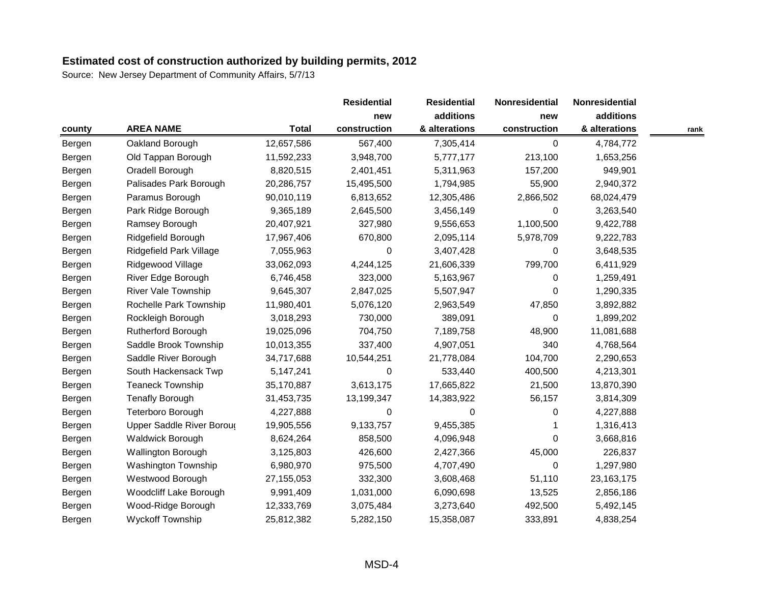**Estimated cost of construction authorized by building permits, 2012**

Source: New Jersey Department of Community Affairs, 5/7/13

| county | AREA NAME | Total | Residential new construction | Residential additions & alterations | Nonresidential new construction | Nonresidential additions & alterations | rank |
|---|---|---|---|---|---|---|---|
| Bergen | Oakland Borough | 12,657,586 | 567,400 | 7,305,414 | 0 | 4,784,772 | |
| Bergen | Old Tappan Borough | 11,592,233 | 3,948,700 | 5,777,177 | 213,100 | 1,653,256 | |
| Bergen | Oradell Borough | 8,820,515 | 2,401,451 | 5,311,963 | 157,200 | 949,901 | |
| Bergen | Palisades Park Borough | 20,286,757 | 15,495,500 | 1,794,985 | 55,900 | 2,940,372 | |
| Bergen | Paramus Borough | 90,010,119 | 6,813,652 | 12,305,486 | 2,866,502 | 68,024,479 | |
| Bergen | Park Ridge Borough | 9,365,189 | 2,645,500 | 3,456,149 | 0 | 3,263,540 | |
| Bergen | Ramsey Borough | 20,407,921 | 327,980 | 9,556,653 | 1,100,500 | 9,422,788 | |
| Bergen | Ridgefield Borough | 17,967,406 | 670,800 | 2,095,114 | 5,978,709 | 9,222,783 | |
| Bergen | Ridgefield Park Village | 7,055,963 | 0 | 3,407,428 | 0 | 3,648,535 | |
| Bergen | Ridgewood Village | 33,062,093 | 4,244,125 | 21,606,339 | 799,700 | 6,411,929 | |
| Bergen | River Edge Borough | 6,746,458 | 323,000 | 5,163,967 | 0 | 1,259,491 | |
| Bergen | River Vale Township | 9,645,307 | 2,847,025 | 5,507,947 | 0 | 1,290,335 | |
| Bergen | Rochelle Park Township | 11,980,401 | 5,076,120 | 2,963,549 | 47,850 | 3,892,882 | |
| Bergen | Rockleigh Borough | 3,018,293 | 730,000 | 389,091 | 0 | 1,899,202 | |
| Bergen | Rutherford Borough | 19,025,096 | 704,750 | 7,189,758 | 48,900 | 11,081,688 | |
| Bergen | Saddle Brook Township | 10,013,355 | 337,400 | 4,907,051 | 340 | 4,768,564 | |
| Bergen | Saddle River Borough | 34,717,688 | 10,544,251 | 21,778,084 | 104,700 | 2,290,653 | |
| Bergen | South Hackensack Twp | 5,147,241 | 0 | 533,440 | 400,500 | 4,213,301 | |
| Bergen | Teaneck Township | 35,170,887 | 3,613,175 | 17,665,822 | 21,500 | 13,870,390 | |
| Bergen | Tenafly Borough | 31,453,735 | 13,199,347 | 14,383,922 | 56,157 | 3,814,309 | |
| Bergen | Teterboro Borough | 4,227,888 | 0 | 0 | 0 | 4,227,888 | |
| Bergen | Upper Saddle River Boroug | 19,905,556 | 9,133,757 | 9,455,385 | 1 | 1,316,413 | |
| Bergen | Waldwick Borough | 8,624,264 | 858,500 | 4,096,948 | 0 | 3,668,816 | |
| Bergen | Wallington Borough | 3,125,803 | 426,600 | 2,427,366 | 45,000 | 226,837 | |
| Bergen | Washington Township | 6,980,970 | 975,500 | 4,707,490 | 0 | 1,297,980 | |
| Bergen | Westwood Borough | 27,155,053 | 332,300 | 3,608,468 | 51,110 | 23,163,175 | |
| Bergen | Woodcliff Lake Borough | 9,991,409 | 1,031,000 | 6,090,698 | 13,525 | 2,856,186 | |
| Bergen | Wood-Ridge Borough | 12,333,769 | 3,075,484 | 3,273,640 | 492,500 | 5,492,145 | |
| Bergen | Wyckoff Township | 25,812,382 | 5,282,150 | 15,358,087 | 333,891 | 4,838,254 | |

MSD-4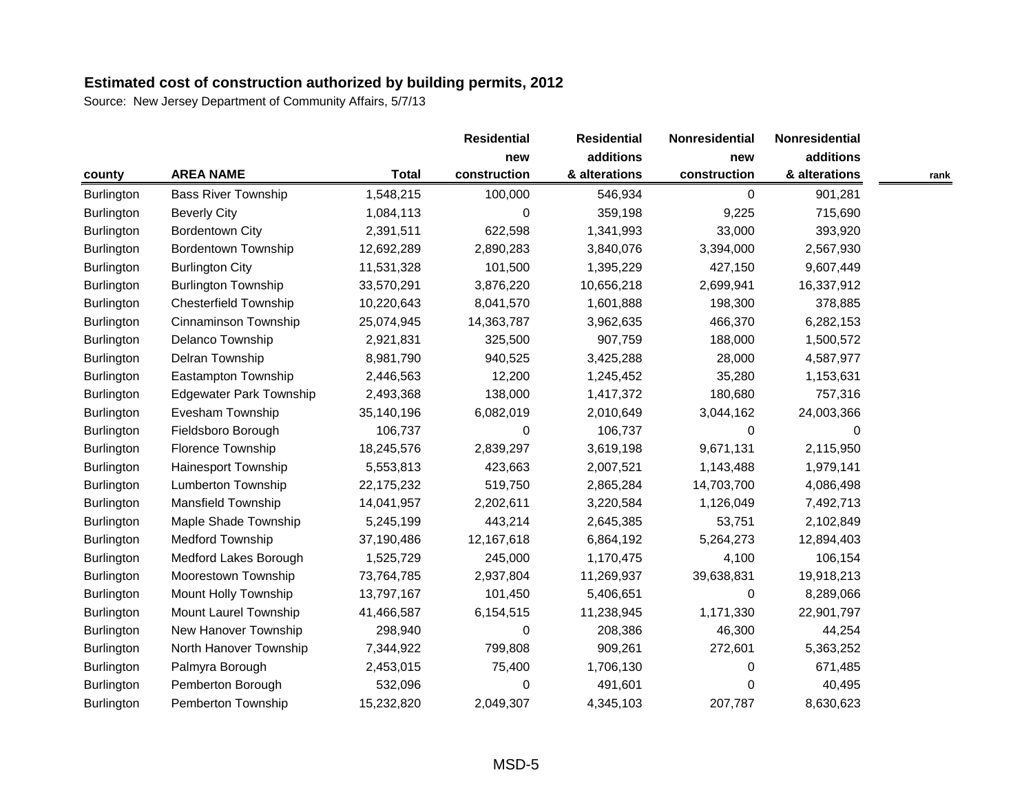**Estimated cost of construction authorized by building permits, 2012**

Source: New Jersey Department of Community Affairs, 5/7/13

| county | AREA NAME | Total | Residential new construction | Residential additions & alterations | Nonresidential new construction | Nonresidential additions & alterations | rank |
|---|---|---|---|---|---|---|---|
| Burlington | Bass River Township | 1,548,215 | 100,000 | 546,934 | 0 | 901,281 | |
| Burlington | Beverly City | 1,084,113 | 0 | 359,198 | 9,225 | 715,690 | |
| Burlington | Bordentown City | 2,391,511 | 622,598 | 1,341,993 | 33,000 | 393,920 | |
| Burlington | Bordentown Township | 12,692,289 | 2,890,283 | 3,840,076 | 3,394,000 | 2,567,930 | |
| Burlington | Burlington City | 11,531,328 | 101,500 | 1,395,229 | 427,150 | 9,607,449 | |
| Burlington | Burlington Township | 33,570,291 | 3,876,220 | 10,656,218 | 2,699,941 | 16,337,912 | |
| Burlington | Chesterfield Township | 10,220,643 | 8,041,570 | 1,601,888 | 198,300 | 378,885 | |
| Burlington | Cinnaminson Township | 25,074,945 | 14,363,787 | 3,962,635 | 466,370 | 6,282,153 | |
| Burlington | Delanco Township | 2,921,831 | 325,500 | 907,759 | 188,000 | 1,500,572 | |
| Burlington | Delran Township | 8,981,790 | 940,525 | 3,425,288 | 28,000 | 4,587,977 | |
| Burlington | Eastampton Township | 2,446,563 | 12,200 | 1,245,452 | 35,280 | 1,153,631 | |
| Burlington | Edgewater Park Township | 2,493,368 | 138,000 | 1,417,372 | 180,680 | 757,316 | |
| Burlington | Evesham Township | 35,140,196 | 6,082,019 | 2,010,649 | 3,044,162 | 24,003,366 | |
| Burlington | Fieldsboro Borough | 106,737 | 0 | 106,737 | 0 | 0 | |
| Burlington | Florence Township | 18,245,576 | 2,839,297 | 3,619,198 | 9,671,131 | 2,115,950 | |
| Burlington | Hainesport Township | 5,553,813 | 423,663 | 2,007,521 | 1,143,488 | 1,979,141 | |
| Burlington | Lumberton Township | 22,175,232 | 519,750 | 2,865,284 | 14,703,700 | 4,086,498 | |
| Burlington | Mansfield Township | 14,041,957 | 2,202,611 | 3,220,584 | 1,126,049 | 7,492,713 | |
| Burlington | Maple Shade Township | 5,245,199 | 443,214 | 2,645,385 | 53,751 | 2,102,849 | |
| Burlington | Medford Township | 37,190,486 | 12,167,618 | 6,864,192 | 5,264,273 | 12,894,403 | |
| Burlington | Medford Lakes Borough | 1,525,729 | 245,000 | 1,170,475 | 4,100 | 106,154 | |
| Burlington | Moorestown Township | 73,764,785 | 2,937,804 | 11,269,937 | 39,638,831 | 19,918,213 | |
| Burlington | Mount Holly Township | 13,797,167 | 101,450 | 5,406,651 | 0 | 8,289,066 | |
| Burlington | Mount Laurel Township | 41,466,587 | 6,154,515 | 11,238,945 | 1,171,330 | 22,901,797 | |
| Burlington | New Hanover Township | 298,940 | 0 | 208,386 | 46,300 | 44,254 | |
| Burlington | North Hanover Township | 7,344,922 | 799,808 | 909,261 | 272,601 | 5,363,252 | |
| Burlington | Palmyra Borough | 2,453,015 | 75,400 | 1,706,130 | 0 | 671,485 | |
| Burlington | Pemberton Borough | 532,096 | 0 | 491,601 | 0 | 40,495 | |
| Burlington | Pemberton Township | 15,232,820 | 2,049,307 | 4,345,103 | 207,787 | 8,630,623 | |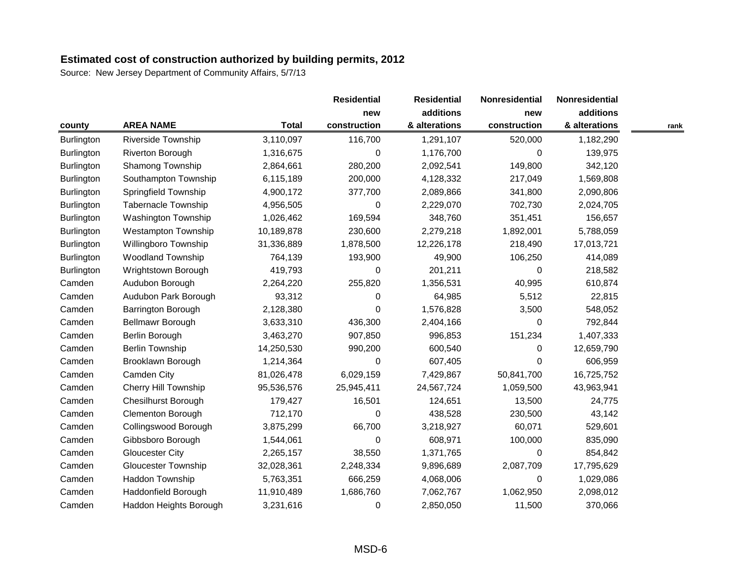**Estimated cost of construction authorized by building permits, 2012**

Source: New Jersey Department of Community Affairs, 5/7/13

| county | AREA NAME | Total | Residential new construction | Residential additions & alterations | Nonresidential new construction | Nonresidential additions & alterations | rank |
|---|---|---|---|---|---|---|---|
| Burlington | Riverside Township | 3,110,097 | 116,700 | 1,291,107 | 520,000 | 1,182,290 | |
| Burlington | Riverton Borough | 1,316,675 | 0 | 1,176,700 | 0 | 139,975 | |
| Burlington | Shamong Township | 2,864,661 | 280,200 | 2,092,541 | 149,800 | 342,120 | |
| Burlington | Southampton Township | 6,115,189 | 200,000 | 4,128,332 | 217,049 | 1,569,808 | |
| Burlington | Springfield Township | 4,900,172 | 377,700 | 2,089,866 | 341,800 | 2,090,806 | |
| Burlington | Tabernacle Township | 4,956,505 | 0 | 2,229,070 | 702,730 | 2,024,705 | |
| Burlington | Washington Township | 1,026,462 | 169,594 | 348,760 | 351,451 | 156,657 | |
| Burlington | Westampton Township | 10,189,878 | 230,600 | 2,279,218 | 1,892,001 | 5,788,059 | |
| Burlington | Willingboro Township | 31,336,889 | 1,878,500 | 12,226,178 | 218,490 | 17,013,721 | |
| Burlington | Woodland Township | 764,139 | 193,900 | 49,900 | 106,250 | 414,089 | |
| Burlington | Wrightstown Borough | 419,793 | 0 | 201,211 | 0 | 218,582 | |
| Camden | Audubon Borough | 2,264,220 | 255,820 | 1,356,531 | 40,995 | 610,874 | |
| Camden | Audubon Park Borough | 93,312 | 0 | 64,985 | 5,512 | 22,815 | |
| Camden | Barrington Borough | 2,128,380 | 0 | 1,576,828 | 3,500 | 548,052 | |
| Camden | Bellmawr Borough | 3,633,310 | 436,300 | 2,404,166 | 0 | 792,844 | |
| Camden | Berlin Borough | 3,463,270 | 907,850 | 996,853 | 151,234 | 1,407,333 | |
| Camden | Berlin Township | 14,250,530 | 990,200 | 600,540 | 0 | 12,659,790 | |
| Camden | Brooklawn Borough | 1,214,364 | 0 | 607,405 | 0 | 606,959 | |
| Camden | Camden City | 81,026,478 | 6,029,159 | 7,429,867 | 50,841,700 | 16,725,752 | |
| Camden | Cherry Hill Township | 95,536,576 | 25,945,411 | 24,567,724 | 1,059,500 | 43,963,941 | |
| Camden | Chesilhurst Borough | 179,427 | 16,501 | 124,651 | 13,500 | 24,775 | |
| Camden | Clementon Borough | 712,170 | 0 | 438,528 | 230,500 | 43,142 | |
| Camden | Collingswood Borough | 3,875,299 | 66,700 | 3,218,927 | 60,071 | 529,601 | |
| Camden | Gibbsboro Borough | 1,544,061 | 0 | 608,971 | 100,000 | 835,090 | |
| Camden | Gloucester City | 2,265,157 | 38,550 | 1,371,765 | 0 | 854,842 | |
| Camden | Gloucester Township | 32,028,361 | 2,248,334 | 9,896,689 | 2,087,709 | 17,795,629 | |
| Camden | Haddon Township | 5,763,351 | 666,259 | 4,068,006 | 0 | 1,029,086 | |
| Camden | Haddonfield Borough | 11,910,489 | 1,686,760 | 7,062,767 | 1,062,950 | 2,098,012 | |
| Camden | Haddon Heights Borough | 3,231,616 | 0 | 2,850,050 | 11,500 | 370,066 | |

MSD-6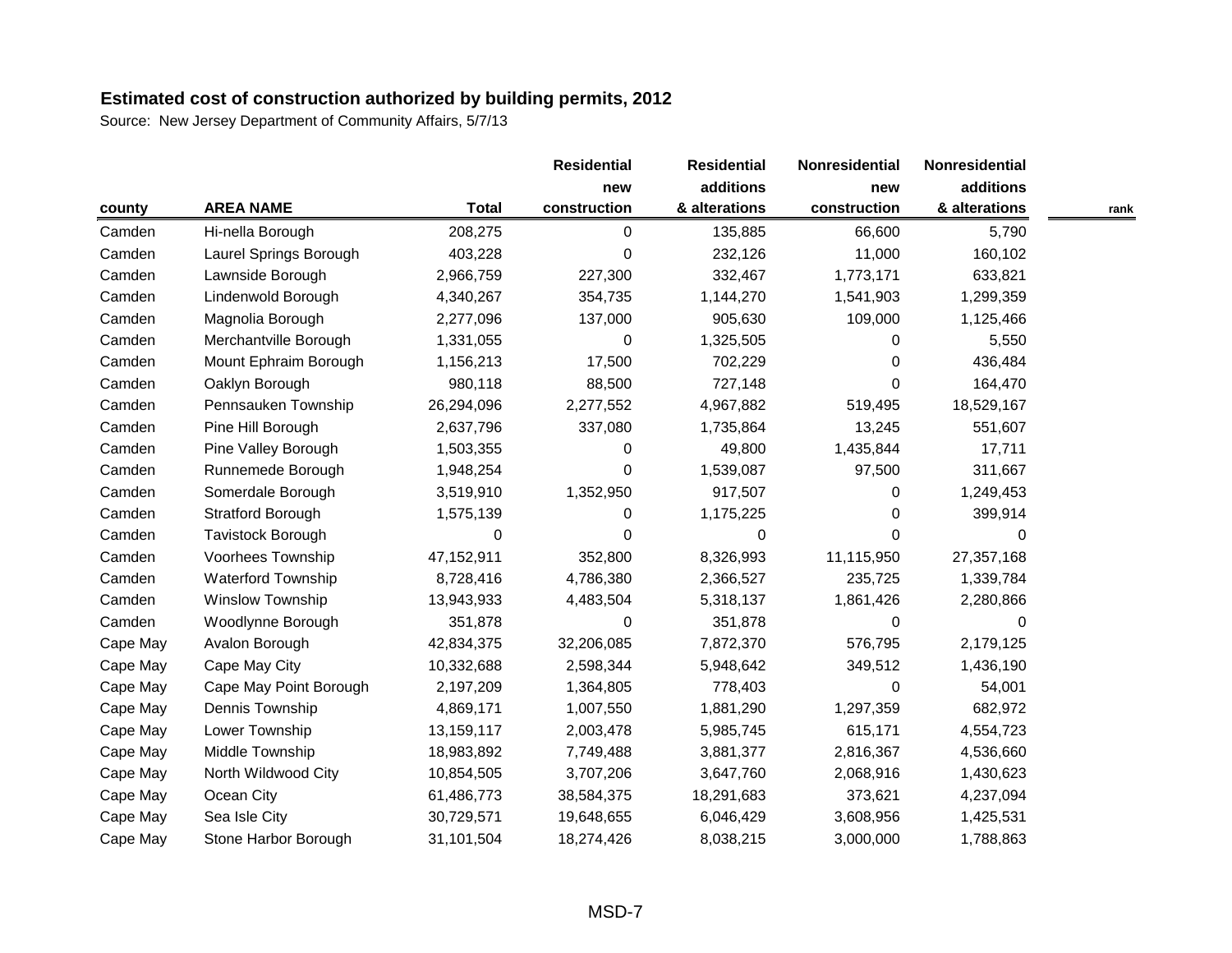**Estimated cost of construction authorized by building permits, 2012**

Source: New Jersey Department of Community Affairs, 5/7/13

| county | AREA NAME | Total | Residential new construction | Residential additions & alterations | Nonresidential new construction | Nonresidential additions & alterations | rank |
|---|---|---|---|---|---|---|---|
| Camden | Hi-nella Borough | 208,275 | 0 | 135,885 | 66,600 | 5,790 | |
| Camden | Laurel Springs Borough | 403,228 | 0 | 232,126 | 11,000 | 160,102 | |
| Camden | Lawnside Borough | 2,966,759 | 227,300 | 332,467 | 1,773,171 | 633,821 | |
| Camden | Lindenwold Borough | 4,340,267 | 354,735 | 1,144,270 | 1,541,903 | 1,299,359 | |
| Camden | Magnolia Borough | 2,277,096 | 137,000 | 905,630 | 109,000 | 1,125,466 | |
| Camden | Merchantville Borough | 1,331,055 | 0 | 1,325,505 | 0 | 5,550 | |
| Camden | Mount Ephraim Borough | 1,156,213 | 17,500 | 702,229 | 0 | 436,484 | |
| Camden | Oaklyn Borough | 980,118 | 88,500 | 727,148 | 0 | 164,470 | |
| Camden | Pennsauken Township | 26,294,096 | 2,277,552 | 4,967,882 | 519,495 | 18,529,167 | |
| Camden | Pine Hill Borough | 2,637,796 | 337,080 | 1,735,864 | 13,245 | 551,607 | |
| Camden | Pine Valley Borough | 1,503,355 | 0 | 49,800 | 1,435,844 | 17,711 | |
| Camden | Runnemede Borough | 1,948,254 | 0 | 1,539,087 | 97,500 | 311,667 | |
| Camden | Somerdale Borough | 3,519,910 | 1,352,950 | 917,507 | 0 | 1,249,453 | |
| Camden | Stratford Borough | 1,575,139 | 0 | 1,175,225 | 0 | 399,914 | |
| Camden | Tavistock Borough | 0 | 0 | 0 | 0 | 0 | |
| Camden | Voorhees Township | 47,152,911 | 352,800 | 8,326,993 | 11,115,950 | 27,357,168 | |
| Camden | Waterford Township | 8,728,416 | 4,786,380 | 2,366,527 | 235,725 | 1,339,784 | |
| Camden | Winslow Township | 13,943,933 | 4,483,504 | 5,318,137 | 1,861,426 | 2,280,866 | |
| Camden | Woodlynne Borough | 351,878 | 0 | 351,878 | 0 | 0 | |
| Cape May | Avalon Borough | 42,834,375 | 32,206,085 | 7,872,370 | 576,795 | 2,179,125 | |
| Cape May | Cape May City | 10,332,688 | 2,598,344 | 5,948,642 | 349,512 | 1,436,190 | |
| Cape May | Cape May Point Borough | 2,197,209 | 1,364,805 | 778,403 | 0 | 54,001 | |
| Cape May | Dennis Township | 4,869,171 | 1,007,550 | 1,881,290 | 1,297,359 | 682,972 | |
| Cape May | Lower Township | 13,159,117 | 2,003,478 | 5,985,745 | 615,171 | 4,554,723 | |
| Cape May | Middle Township | 18,983,892 | 7,749,488 | 3,881,377 | 2,816,367 | 4,536,660 | |
| Cape May | North Wildwood City | 10,854,505 | 3,707,206 | 3,647,760 | 2,068,916 | 1,430,623 | |
| Cape May | Ocean City | 61,486,773 | 38,584,375 | 18,291,683 | 373,621 | 4,237,094 | |
| Cape May | Sea Isle City | 30,729,571 | 19,648,655 | 6,046,429 | 3,608,956 | 1,425,531 | |
| Cape May | Stone Harbor Borough | 31,101,504 | 18,274,426 | 8,038,215 | 3,000,000 | 1,788,863 | |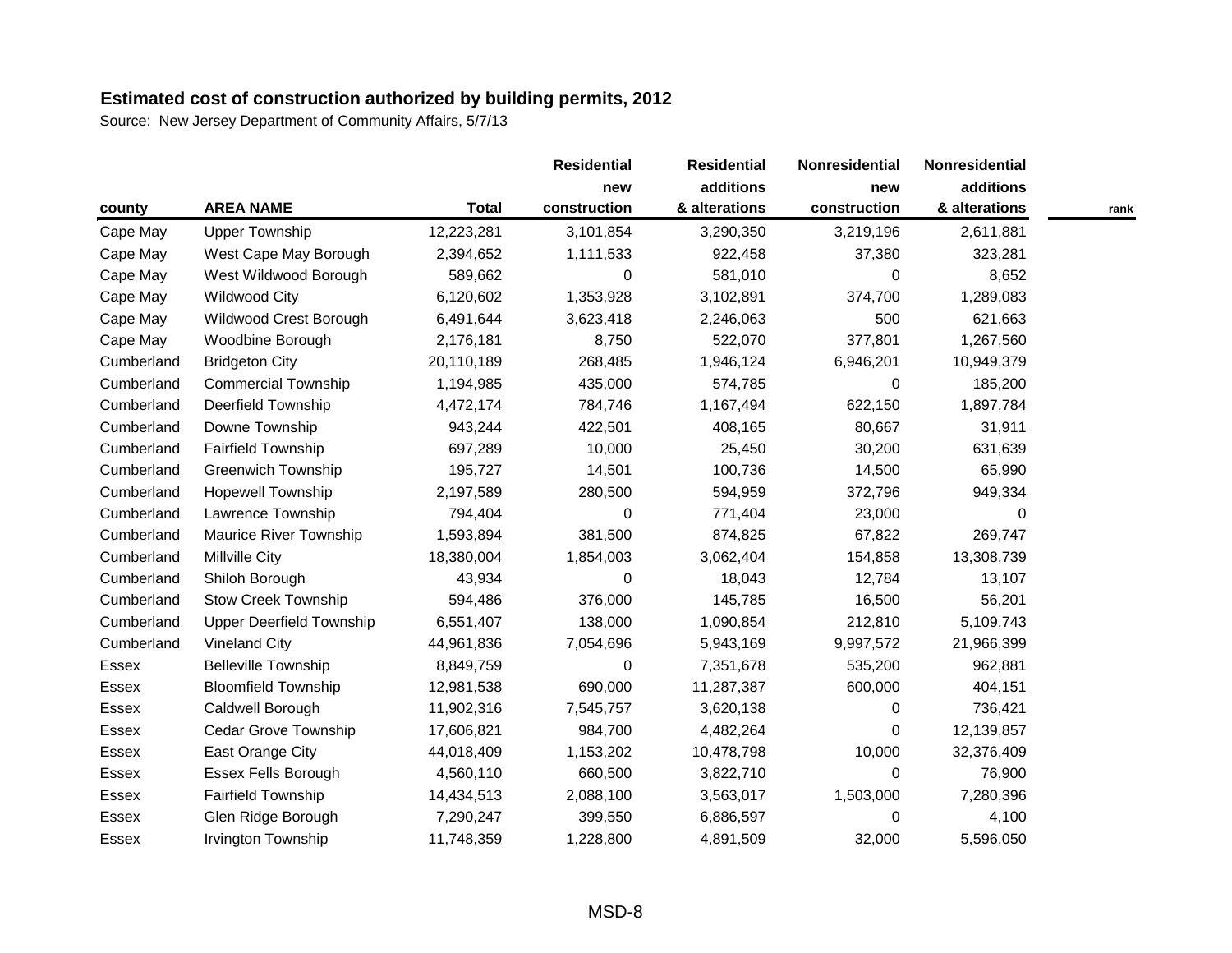**Estimated cost of construction authorized by building permits, 2012**

Source: New Jersey Department of Community Affairs, 5/7/13

| county | AREA NAME | Total | Residential new construction | Residential additions & alterations | Nonresidential new construction | Nonresidential additions & alterations | rank |
|---|---|---|---|---|---|---|---|
| Cape May | Upper Township | 12,223,281 | 3,101,854 | 3,290,350 | 3,219,196 | 2,611,881 | |
| Cape May | West Cape May Borough | 2,394,652 | 1,111,533 | 922,458 | 37,380 | 323,281 | |
| Cape May | West Wildwood Borough | 589,662 | 0 | 581,010 | 0 | 8,652 | |
| Cape May | Wildwood City | 6,120,602 | 1,353,928 | 3,102,891 | 374,700 | 1,289,083 | |
| Cape May | Wildwood Crest Borough | 6,491,644 | 3,623,418 | 2,246,063 | 500 | 621,663 | |
| Cape May | Woodbine Borough | 2,176,181 | 8,750 | 522,070 | 377,801 | 1,267,560 | |
| Cumberland | Bridgeton City | 20,110,189 | 268,485 | 1,946,124 | 6,946,201 | 10,949,379 | |
| Cumberland | Commercial Township | 1,194,985 | 435,000 | 574,785 | 0 | 185,200 | |
| Cumberland | Deerfield Township | 4,472,174 | 784,746 | 1,167,494 | 622,150 | 1,897,784 | |
| Cumberland | Downe Township | 943,244 | 422,501 | 408,165 | 80,667 | 31,911 | |
| Cumberland | Fairfield Township | 697,289 | 10,000 | 25,450 | 30,200 | 631,639 | |
| Cumberland | Greenwich Township | 195,727 | 14,501 | 100,736 | 14,500 | 65,990 | |
| Cumberland | Hopewell Township | 2,197,589 | 280,500 | 594,959 | 372,796 | 949,334 | |
| Cumberland | Lawrence Township | 794,404 | 0 | 771,404 | 23,000 | 0 | |
| Cumberland | Maurice River Township | 1,593,894 | 381,500 | 874,825 | 67,822 | 269,747 | |
| Cumberland | Millville City | 18,380,004 | 1,854,003 | 3,062,404 | 154,858 | 13,308,739 | |
| Cumberland | Shiloh Borough | 43,934 | 0 | 18,043 | 12,784 | 13,107 | |
| Cumberland | Stow Creek Township | 594,486 | 376,000 | 145,785 | 16,500 | 56,201 | |
| Cumberland | Upper Deerfield Township | 6,551,407 | 138,000 | 1,090,854 | 212,810 | 5,109,743 | |
| Cumberland | Vineland City | 44,961,836 | 7,054,696 | 5,943,169 | 9,997,572 | 21,966,399 | |
| Essex | Belleville Township | 8,849,759 | 0 | 7,351,678 | 535,200 | 962,881 | |
| Essex | Bloomfield Township | 12,981,538 | 690,000 | 11,287,387 | 600,000 | 404,151 | |
| Essex | Caldwell Borough | 11,902,316 | 7,545,757 | 3,620,138 | 0 | 736,421 | |
| Essex | Cedar Grove Township | 17,606,821 | 984,700 | 4,482,264 | 0 | 12,139,857 | |
| Essex | East Orange City | 44,018,409 | 1,153,202 | 10,478,798 | 10,000 | 32,376,409 | |
| Essex | Essex Fells Borough | 4,560,110 | 660,500 | 3,822,710 | 0 | 76,900 | |
| Essex | Fairfield Township | 14,434,513 | 2,088,100 | 3,563,017 | 1,503,000 | 7,280,396 | |
| Essex | Glen Ridge Borough | 7,290,247 | 399,550 | 6,886,597 | 0 | 4,100 | |
| Essex | Irvington Township | 11,748,359 | 1,228,800 | 4,891,509 | 32,000 | 5,596,050 | |

MSD-8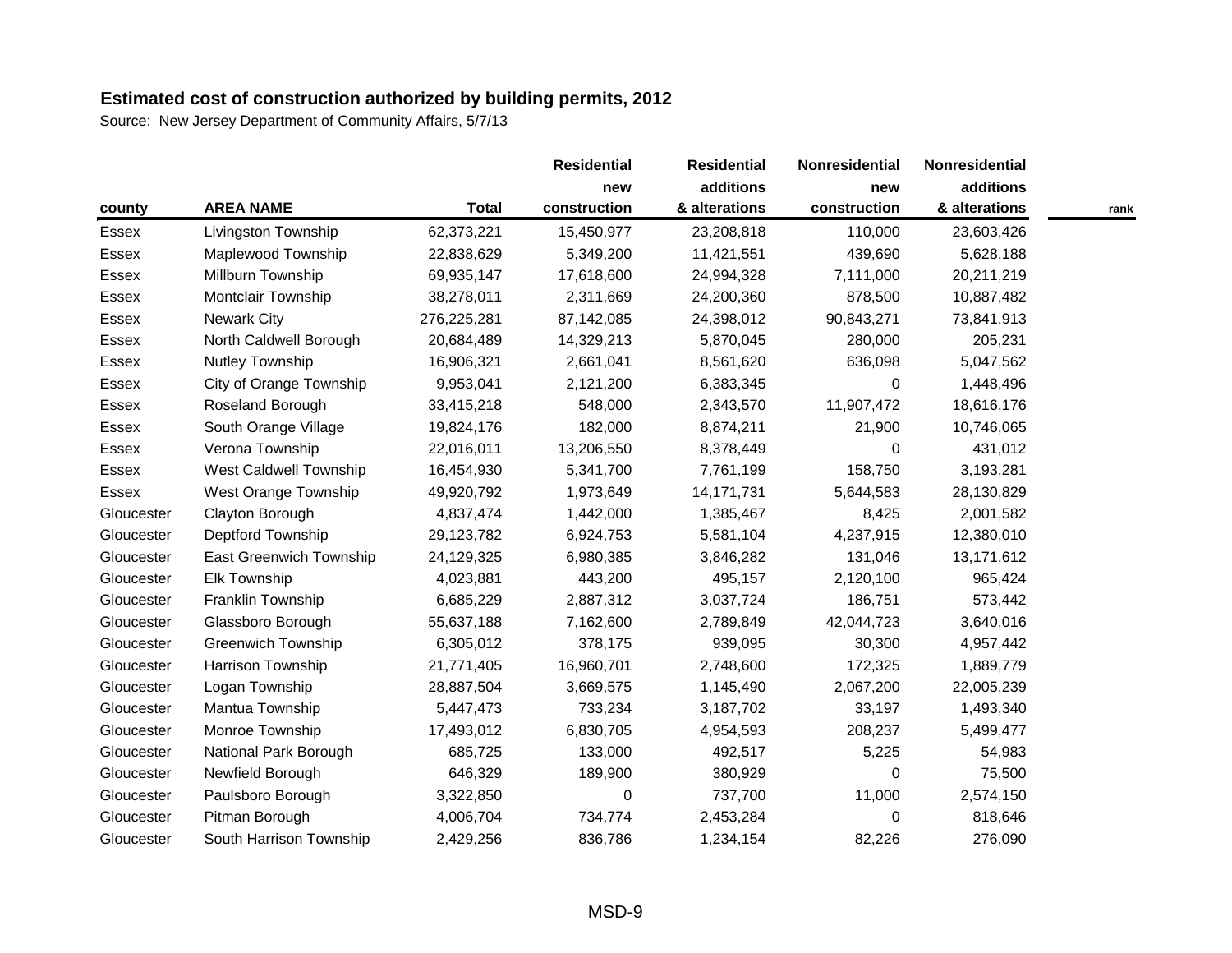# Estimated cost of construction authorized by building permits, 2012

Source: New Jersey Department of Community Affairs, 5/7/13

| county | AREA NAME | Total | Residential new construction | Residential additions & alterations | Nonresidential new construction | Nonresidential additions & alterations | rank |
|---|---|---|---|---|---|---|---|
| Essex | Livingston Township | 62,373,221 | 15,450,977 | 23,208,818 | 110,000 | 23,603,426 | |
| Essex | Maplewood Township | 22,838,629 | 5,349,200 | 11,421,551 | 439,690 | 5,628,188 | |
| Essex | Millburn Township | 69,935,147 | 17,618,600 | 24,994,328 | 7,111,000 | 20,211,219 | |
| Essex | Montclair Township | 38,278,011 | 2,311,669 | 24,200,360 | 878,500 | 10,887,482 | |
| Essex | Newark City | 276,225,281 | 87,142,085 | 24,398,012 | 90,843,271 | 73,841,913 | |
| Essex | North Caldwell Borough | 20,684,489 | 14,329,213 | 5,870,045 | 280,000 | 205,231 | |
| Essex | Nutley Township | 16,906,321 | 2,661,041 | 8,561,620 | 636,098 | 5,047,562 | |
| Essex | City of Orange Township | 9,953,041 | 2,121,200 | 6,383,345 | 0 | 1,448,496 | |
| Essex | Roseland Borough | 33,415,218 | 548,000 | 2,343,570 | 11,907,472 | 18,616,176 | |
| Essex | South Orange Village | 19,824,176 | 182,000 | 8,874,211 | 21,900 | 10,746,065 | |
| Essex | Verona Township | 22,016,011 | 13,206,550 | 8,378,449 | 0 | 431,012 | |
| Essex | West Caldwell Township | 16,454,930 | 5,341,700 | 7,761,199 | 158,750 | 3,193,281 | |
| Essex | West Orange Township | 49,920,792 | 1,973,649 | 14,171,731 | 5,644,583 | 28,130,829 | |
| Gloucester | Clayton Borough | 4,837,474 | 1,442,000 | 1,385,467 | 8,425 | 2,001,582 | |
| Gloucester | Deptford Township | 29,123,782 | 6,924,753 | 5,581,104 | 4,237,915 | 12,380,010 | |
| Gloucester | East Greenwich Township | 24,129,325 | 6,980,385 | 3,846,282 | 131,046 | 13,171,612 | |
| Gloucester | Elk Township | 4,023,881 | 443,200 | 495,157 | 2,120,100 | 965,424 | |
| Gloucester | Franklin Township | 6,685,229 | 2,887,312 | 3,037,724 | 186,751 | 573,442 | |
| Gloucester | Glassboro Borough | 55,637,188 | 7,162,600 | 2,789,849 | 42,044,723 | 3,640,016 | |
| Gloucester | Greenwich Township | 6,305,012 | 378,175 | 939,095 | 30,300 | 4,957,442 | |
| Gloucester | Harrison Township | 21,771,405 | 16,960,701 | 2,748,600 | 172,325 | 1,889,779 | |
| Gloucester | Logan Township | 28,887,504 | 3,669,575 | 1,145,490 | 2,067,200 | 22,005,239 | |
| Gloucester | Mantua Township | 5,447,473 | 733,234 | 3,187,702 | 33,197 | 1,493,340 | |
| Gloucester | Monroe Township | 17,493,012 | 6,830,705 | 4,954,593 | 208,237 | 5,499,477 | |
| Gloucester | National Park Borough | 685,725 | 133,000 | 492,517 | 5,225 | 54,983 | |
| Gloucester | Newfield Borough | 646,329 | 189,900 | 380,929 | 0 | 75,500 | |
| Gloucester | Paulsboro Borough | 3,322,850 | 0 | 737,700 | 11,000 | 2,574,150 | |
| Gloucester | Pitman Borough | 4,006,704 | 734,774 | 2,453,284 | 0 | 818,646 | |
| Gloucester | South Harrison Township | 2,429,256 | 836,786 | 1,234,154 | 82,226 | 276,090 | |

MSD-9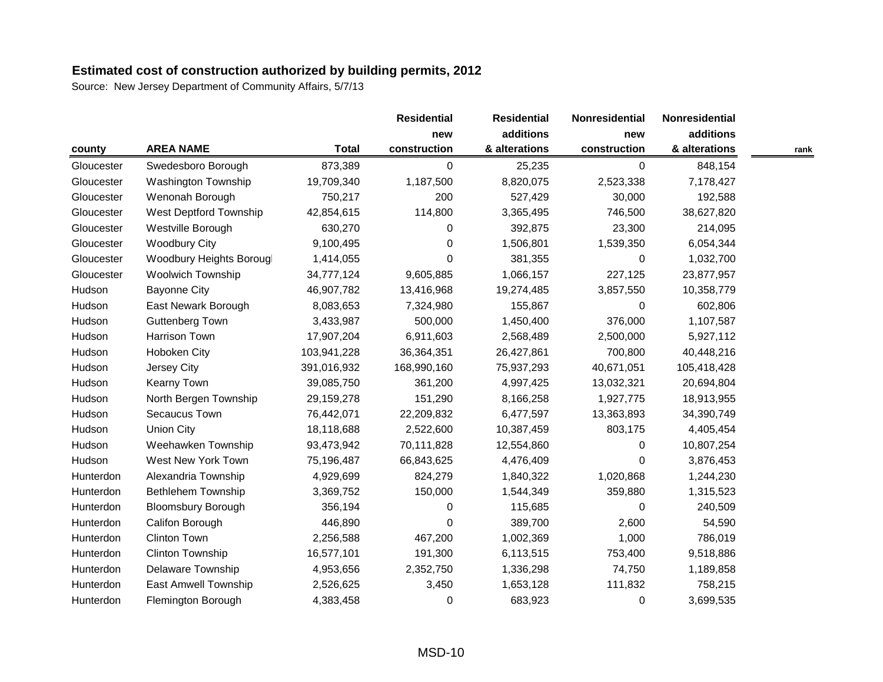**Estimated cost of construction authorized by building permits, 2012**

Source: New Jersey Department of Community Affairs, 5/7/13

| county | AREA NAME | Total | Residential new construction | Residential additions & alterations | Nonresidential new construction | Nonresidential additions & alterations | rank |
|---|---|---|---|---|---|---|---|
| Gloucester | Swedesboro Borough | 873,389 | 0 | 25,235 | 0 | 848,154 | |
| Gloucester | Washington Township | 19,709,340 | 1,187,500 | 8,820,075 | 2,523,338 | 7,178,427 | |
| Gloucester | Wenonah Borough | 750,217 | 200 | 527,429 | 30,000 | 192,588 | |
| Gloucester | West Deptford Township | 42,854,615 | 114,800 | 3,365,495 | 746,500 | 38,627,820 | |
| Gloucester | Westville Borough | 630,270 | 0 | 392,875 | 23,300 | 214,095 | |
| Gloucester | Woodbury City | 9,100,495 | 0 | 1,506,801 | 1,539,350 | 6,054,344 | |
| Gloucester | Woodbury Heights Borough | 1,414,055 | 0 | 381,355 | 0 | 1,032,700 | |
| Gloucester | Woolwich Township | 34,777,124 | 9,605,885 | 1,066,157 | 227,125 | 23,877,957 | |
| Hudson | Bayonne City | 46,907,782 | 13,416,968 | 19,274,485 | 3,857,550 | 10,358,779 | |
| Hudson | East Newark Borough | 8,083,653 | 7,324,980 | 155,867 | 0 | 602,806 | |
| Hudson | Guttenberg Town | 3,433,987 | 500,000 | 1,450,400 | 376,000 | 1,107,587 | |
| Hudson | Harrison Town | 17,907,204 | 6,911,603 | 2,568,489 | 2,500,000 | 5,927,112 | |
| Hudson | Hoboken City | 103,941,228 | 36,364,351 | 26,427,861 | 700,800 | 40,448,216 | |
| Hudson | Jersey City | 391,016,932 | 168,990,160 | 75,937,293 | 40,671,051 | 105,418,428 | |
| Hudson | Kearny Town | 39,085,750 | 361,200 | 4,997,425 | 13,032,321 | 20,694,804 | |
| Hudson | North Bergen Township | 29,159,278 | 151,290 | 8,166,258 | 1,927,775 | 18,913,955 | |
| Hudson | Secaucus Town | 76,442,071 | 22,209,832 | 6,477,597 | 13,363,893 | 34,390,749 | |
| Hudson | Union City | 18,118,688 | 2,522,600 | 10,387,459 | 803,175 | 4,405,454 | |
| Hudson | Weehawken Township | 93,473,942 | 70,111,828 | 12,554,860 | 0 | 10,807,254 | |
| Hudson | West New York Town | 75,196,487 | 66,843,625 | 4,476,409 | 0 | 3,876,453 | |
| Hunterdon | Alexandria Township | 4,929,699 | 824,279 | 1,840,322 | 1,020,868 | 1,244,230 | |
| Hunterdon | Bethlehem Township | 3,369,752 | 150,000 | 1,544,349 | 359,880 | 1,315,523 | |
| Hunterdon | Bloomsbury Borough | 356,194 | 0 | 115,685 | 0 | 240,509 | |
| Hunterdon | Califon Borough | 446,890 | 0 | 389,700 | 2,600 | 54,590 | |
| Hunterdon | Clinton Town | 2,256,588 | 467,200 | 1,002,369 | 1,000 | 786,019 | |
| Hunterdon | Clinton Township | 16,577,101 | 191,300 | 6,113,515 | 753,400 | 9,518,886 | |
| Hunterdon | Delaware Township | 4,953,656 | 2,352,750 | 1,336,298 | 74,750 | 1,189,858 | |
| Hunterdon | East Amwell Township | 2,526,625 | 3,450 | 1,653,128 | 111,832 | 758,215 | |
| Hunterdon | Flemington Borough | 4,383,458 | 0 | 683,923 | 0 | 3,699,535 | |

MSD-10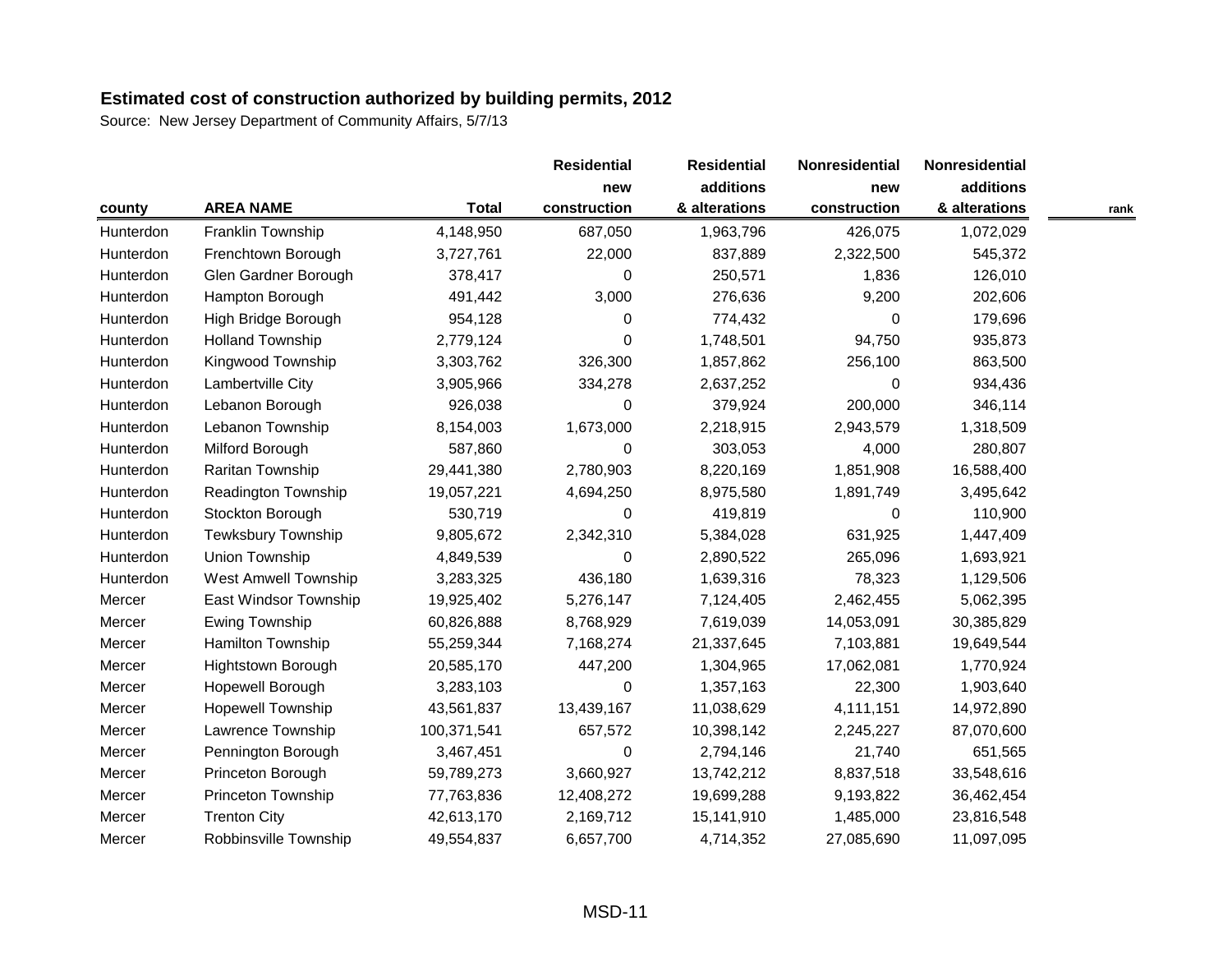## Estimated cost of construction authorized by building permits, 2012

Source: New Jersey Department of Community Affairs, 5/7/13

| county | AREA NAME | Total | Residential new construction | Residential additions & alterations | Nonresidential new construction | Nonresidential additions & alterations | rank |
|---|---|---|---|---|---|---|---|
| Hunterdon | Franklin Township | 4,148,950 | 687,050 | 1,963,796 | 426,075 | 1,072,029 | |
| Hunterdon | Frenchtown Borough | 3,727,761 | 22,000 | 837,889 | 2,322,500 | 545,372 | |
| Hunterdon | Glen Gardner Borough | 378,417 | 0 | 250,571 | 1,836 | 126,010 | |
| Hunterdon | Hampton Borough | 491,442 | 3,000 | 276,636 | 9,200 | 202,606 | |
| Hunterdon | High Bridge Borough | 954,128 | 0 | 774,432 | 0 | 179,696 | |
| Hunterdon | Holland Township | 2,779,124 | 0 | 1,748,501 | 94,750 | 935,873 | |
| Hunterdon | Kingwood Township | 3,303,762 | 326,300 | 1,857,862 | 256,100 | 863,500 | |
| Hunterdon | Lambertville City | 3,905,966 | 334,278 | 2,637,252 | 0 | 934,436 | |
| Hunterdon | Lebanon Borough | 926,038 | 0 | 379,924 | 200,000 | 346,114 | |
| Hunterdon | Lebanon Township | 8,154,003 | 1,673,000 | 2,218,915 | 2,943,579 | 1,318,509 | |
| Hunterdon | Milford Borough | 587,860 | 0 | 303,053 | 4,000 | 280,807 | |
| Hunterdon | Raritan Township | 29,441,380 | 2,780,903 | 8,220,169 | 1,851,908 | 16,588,400 | |
| Hunterdon | Readington Township | 19,057,221 | 4,694,250 | 8,975,580 | 1,891,749 | 3,495,642 | |
| Hunterdon | Stockton Borough | 530,719 | 0 | 419,819 | 0 | 110,900 | |
| Hunterdon | Tewksbury Township | 9,805,672 | 2,342,310 | 5,384,028 | 631,925 | 1,447,409 | |
| Hunterdon | Union Township | 4,849,539 | 0 | 2,890,522 | 265,096 | 1,693,921 | |
| Hunterdon | West Amwell Township | 3,283,325 | 436,180 | 1,639,316 | 78,323 | 1,129,506 | |
| Mercer | East Windsor Township | 19,925,402 | 5,276,147 | 7,124,405 | 2,462,455 | 5,062,395 | |
| Mercer | Ewing Township | 60,826,888 | 8,768,929 | 7,619,039 | 14,053,091 | 30,385,829 | |
| Mercer | Hamilton Township | 55,259,344 | 7,168,274 | 21,337,645 | 7,103,881 | 19,649,544 | |
| Mercer | Hightstown Borough | 20,585,170 | 447,200 | 1,304,965 | 17,062,081 | 1,770,924 | |
| Mercer | Hopewell Borough | 3,283,103 | 0 | 1,357,163 | 22,300 | 1,903,640 | |
| Mercer | Hopewell Township | 43,561,837 | 13,439,167 | 11,038,629 | 4,111,151 | 14,972,890 | |
| Mercer | Lawrence Township | 100,371,541 | 657,572 | 10,398,142 | 2,245,227 | 87,070,600 | |
| Mercer | Pennington Borough | 3,467,451 | 0 | 2,794,146 | 21,740 | 651,565 | |
| Mercer | Princeton Borough | 59,789,273 | 3,660,927 | 13,742,212 | 8,837,518 | 33,548,616 | |
| Mercer | Princeton Township | 77,763,836 | 12,408,272 | 19,699,288 | 9,193,822 | 36,462,454 | |
| Mercer | Trenton City | 42,613,170 | 2,169,712 | 15,141,910 | 1,485,000 | 23,816,548 | |
| Mercer | Robbinsville Township | 49,554,837 | 6,657,700 | 4,714,352 | 27,085,690 | 11,097,095 | |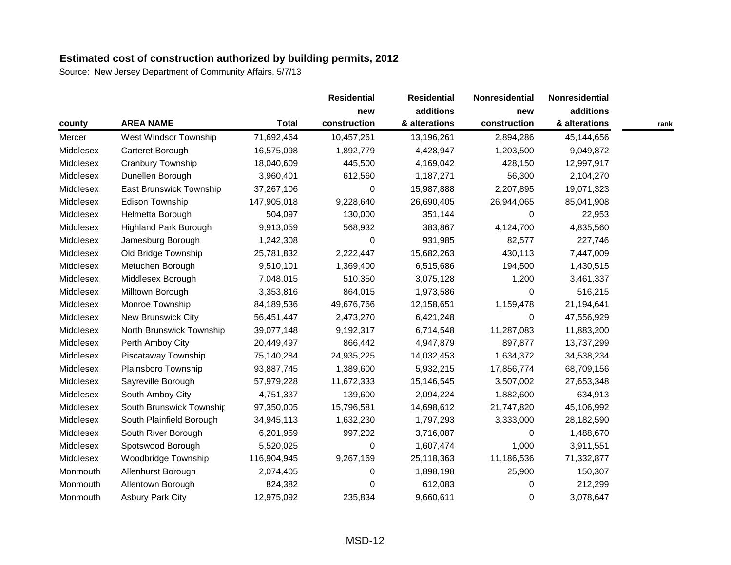## Estimated cost of construction authorized by building permits, 2012

Source: New Jersey Department of Community Affairs, 5/7/13

| county | AREA NAME | Total | Residential new construction | Residential additions & alterations | Nonresidential new construction | Nonresidential additions & alterations | rank |
|---|---|---|---|---|---|---|---|
| Mercer | West Windsor Township | 71,692,464 | 10,457,261 | 13,196,261 | 2,894,286 | 45,144,656 | |
| Middlesex | Carteret Borough | 16,575,098 | 1,892,779 | 4,428,947 | 1,203,500 | 9,049,872 | |
| Middlesex | Cranbury Township | 18,040,609 | 445,500 | 4,169,042 | 428,150 | 12,997,917 | |
| Middlesex | Dunellen Borough | 3,960,401 | 612,560 | 1,187,271 | 56,300 | 2,104,270 | |
| Middlesex | East Brunswick Township | 37,267,106 | 0 | 15,987,888 | 2,207,895 | 19,071,323 | |
| Middlesex | Edison Township | 147,905,018 | 9,228,640 | 26,690,405 | 26,944,065 | 85,041,908 | |
| Middlesex | Helmetta Borough | 504,097 | 130,000 | 351,144 | 0 | 22,953 | |
| Middlesex | Highland Park Borough | 9,913,059 | 568,932 | 383,867 | 4,124,700 | 4,835,560 | |
| Middlesex | Jamesburg Borough | 1,242,308 | 0 | 931,985 | 82,577 | 227,746 | |
| Middlesex | Old Bridge Township | 25,781,832 | 2,222,447 | 15,682,263 | 430,113 | 7,447,009 | |
| Middlesex | Metuchen Borough | 9,510,101 | 1,369,400 | 6,515,686 | 194,500 | 1,430,515 | |
| Middlesex | Middlesex Borough | 7,048,015 | 510,350 | 3,075,128 | 1,200 | 3,461,337 | |
| Middlesex | Milltown Borough | 3,353,816 | 864,015 | 1,973,586 | 0 | 516,215 | |
| Middlesex | Monroe Township | 84,189,536 | 49,676,766 | 12,158,651 | 1,159,478 | 21,194,641 | |
| Middlesex | New Brunswick City | 56,451,447 | 2,473,270 | 6,421,248 | 0 | 47,556,929 | |
| Middlesex | North Brunswick Township | 39,077,148 | 9,192,317 | 6,714,548 | 11,287,083 | 11,883,200 | |
| Middlesex | Perth Amboy City | 20,449,497 | 866,442 | 4,947,879 | 897,877 | 13,737,299 | |
| Middlesex | Piscataway Township | 75,140,284 | 24,935,225 | 14,032,453 | 1,634,372 | 34,538,234 | |
| Middlesex | Plainsboro Township | 93,887,745 | 1,389,600 | 5,932,215 | 17,856,774 | 68,709,156 | |
| Middlesex | Sayreville Borough | 57,979,228 | 11,672,333 | 15,146,545 | 3,507,002 | 27,653,348 | |
| Middlesex | South Amboy City | 4,751,337 | 139,600 | 2,094,224 | 1,882,600 | 634,913 | |
| Middlesex | South Brunswick Township | 97,350,005 | 15,796,581 | 14,698,612 | 21,747,820 | 45,106,992 | |
| Middlesex | South Plainfield Borough | 34,945,113 | 1,632,230 | 1,797,293 | 3,333,000 | 28,182,590 | |
| Middlesex | South River Borough | 6,201,959 | 997,202 | 3,716,087 | 0 | 1,488,670 | |
| Middlesex | Spotswood Borough | 5,520,025 | 0 | 1,607,474 | 1,000 | 3,911,551 | |
| Middlesex | Woodbridge Township | 116,904,945 | 9,267,169 | 25,118,363 | 11,186,536 | 71,332,877 | |
| Monmouth | Allenhurst Borough | 2,074,405 | 0 | 1,898,198 | 25,900 | 150,307 | |
| Monmouth | Allentown Borough | 824,382 | 0 | 612,083 | 0 | 212,299 | |
| Monmouth | Asbury Park City | 12,975,092 | 235,834 | 9,660,611 | 0 | 3,078,647 | |

MSD-12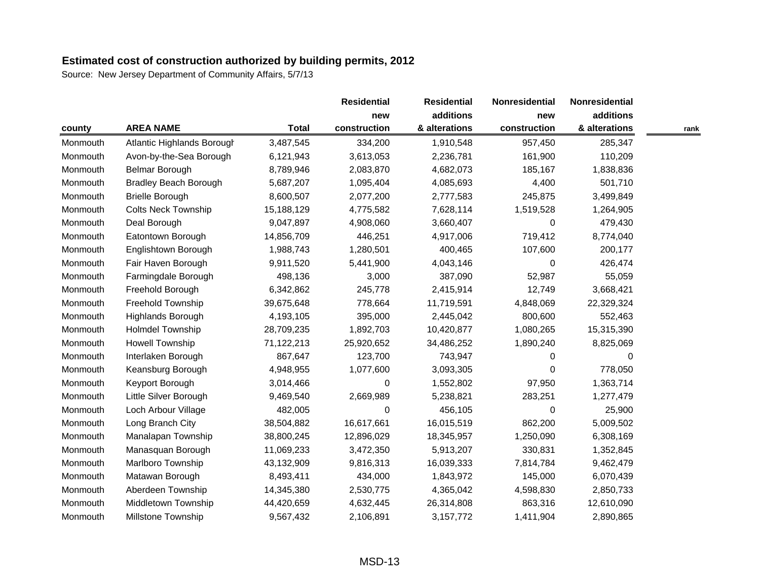## Estimated cost of construction authorized by building permits, 2012

Source: New Jersey Department of Community Affairs, 5/7/13

| county | AREA NAME | Total | Residential new construction | Residential additions & alterations | Nonresidential new construction | Nonresidential additions & alterations | rank |
|---|---|---|---|---|---|---|---|
| Monmouth | Atlantic Highlands Borough | 3,487,545 | 334,200 | 1,910,548 | 957,450 | 285,347 | |
| Monmouth | Avon-by-the-Sea Borough | 6,121,943 | 3,613,053 | 2,236,781 | 161,900 | 110,209 | |
| Monmouth | Belmar Borough | 8,789,946 | 2,083,870 | 4,682,073 | 185,167 | 1,838,836 | |
| Monmouth | Bradley Beach Borough | 5,687,207 | 1,095,404 | 4,085,693 | 4,400 | 501,710 | |
| Monmouth | Brielle Borough | 8,600,507 | 2,077,200 | 2,777,583 | 245,875 | 3,499,849 | |
| Monmouth | Colts Neck Township | 15,188,129 | 4,775,582 | 7,628,114 | 1,519,528 | 1,264,905 | |
| Monmouth | Deal Borough | 9,047,897 | 4,908,060 | 3,660,407 | 0 | 479,430 | |
| Monmouth | Eatontown Borough | 14,856,709 | 446,251 | 4,917,006 | 719,412 | 8,774,040 | |
| Monmouth | Englishtown Borough | 1,988,743 | 1,280,501 | 400,465 | 107,600 | 200,177 | |
| Monmouth | Fair Haven Borough | 9,911,520 | 5,441,900 | 4,043,146 | 0 | 426,474 | |
| Monmouth | Farmingdale Borough | 498,136 | 3,000 | 387,090 | 52,987 | 55,059 | |
| Monmouth | Freehold Borough | 6,342,862 | 245,778 | 2,415,914 | 12,749 | 3,668,421 | |
| Monmouth | Freehold Township | 39,675,648 | 778,664 | 11,719,591 | 4,848,069 | 22,329,324 | |
| Monmouth | Highlands Borough | 4,193,105 | 395,000 | 2,445,042 | 800,600 | 552,463 | |
| Monmouth | Holmdel Township | 28,709,235 | 1,892,703 | 10,420,877 | 1,080,265 | 15,315,390 | |
| Monmouth | Howell Township | 71,122,213 | 25,920,652 | 34,486,252 | 1,890,240 | 8,825,069 | |
| Monmouth | Interlaken Borough | 867,647 | 123,700 | 743,947 | 0 | 0 | |
| Monmouth | Keansburg Borough | 4,948,955 | 1,077,600 | 3,093,305 | 0 | 778,050 | |
| Monmouth | Keyport Borough | 3,014,466 | 0 | 1,552,802 | 97,950 | 1,363,714 | |
| Monmouth | Little Silver Borough | 9,469,540 | 2,669,989 | 5,238,821 | 283,251 | 1,277,479 | |
| Monmouth | Loch Arbour Village | 482,005 | 0 | 456,105 | 0 | 25,900 | |
| Monmouth | Long Branch City | 38,504,882 | 16,617,661 | 16,015,519 | 862,200 | 5,009,502 | |
| Monmouth | Manalapan Township | 38,800,245 | 12,896,029 | 18,345,957 | 1,250,090 | 6,308,169 | |
| Monmouth | Manasquan Borough | 11,069,233 | 3,472,350 | 5,913,207 | 330,831 | 1,352,845 | |
| Monmouth | Marlboro Township | 43,132,909 | 9,816,313 | 16,039,333 | 7,814,784 | 9,462,479 | |
| Monmouth | Matawan Borough | 8,493,411 | 434,000 | 1,843,972 | 145,000 | 6,070,439 | |
| Monmouth | Aberdeen Township | 14,345,380 | 2,530,775 | 4,365,042 | 4,598,830 | 2,850,733 | |
| Monmouth | Middletown Township | 44,420,659 | 4,632,445 | 26,314,808 | 863,316 | 12,610,090 | |
| Monmouth | Millstone Township | 9,567,432 | 2,106,891 | 3,157,772 | 1,411,904 | 2,890,865 | |

MSD-13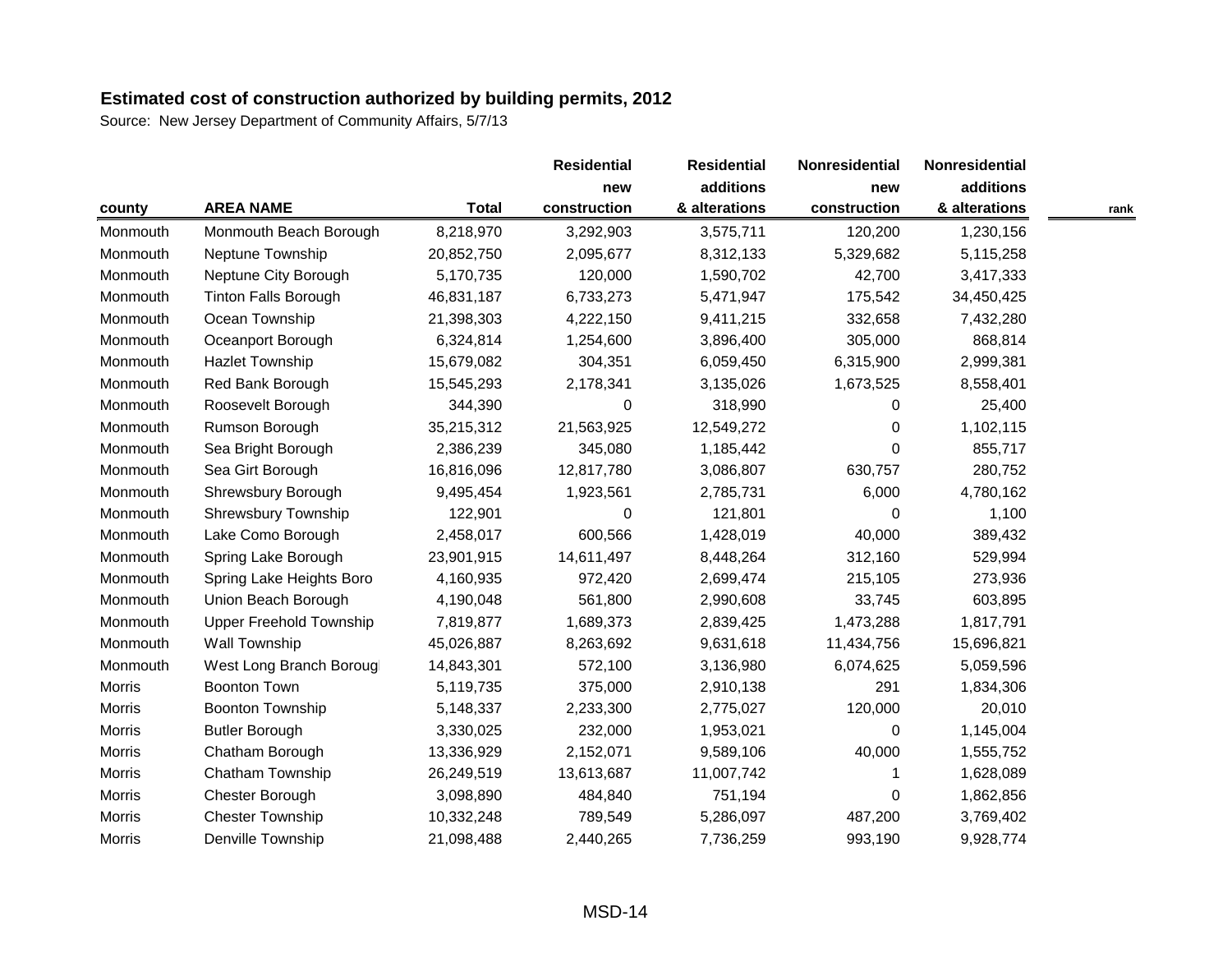**Estimated cost of construction authorized by building permits, 2012**

Source: New Jersey Department of Community Affairs, 5/7/13

| county | AREA NAME | Total | Residential new construction | Residential additions & alterations | Nonresidential new construction | Nonresidential additions & alterations | rank |
|---|---|---|---|---|---|---|---|
| Monmouth | Monmouth Beach Borough | 8,218,970 | 3,292,903 | 3,575,711 | 120,200 | 1,230,156 | |
| Monmouth | Neptune Township | 20,852,750 | 2,095,677 | 8,312,133 | 5,329,682 | 5,115,258 | |
| Monmouth | Neptune City Borough | 5,170,735 | 120,000 | 1,590,702 | 42,700 | 3,417,333 | |
| Monmouth | Tinton Falls Borough | 46,831,187 | 6,733,273 | 5,471,947 | 175,542 | 34,450,425 | |
| Monmouth | Ocean Township | 21,398,303 | 4,222,150 | 9,411,215 | 332,658 | 7,432,280 | |
| Monmouth | Oceanport Borough | 6,324,814 | 1,254,600 | 3,896,400 | 305,000 | 868,814 | |
| Monmouth | Hazlet Township | 15,679,082 | 304,351 | 6,059,450 | 6,315,900 | 2,999,381 | |
| Monmouth | Red Bank Borough | 15,545,293 | 2,178,341 | 3,135,026 | 1,673,525 | 8,558,401 | |
| Monmouth | Roosevelt Borough | 344,390 | 0 | 318,990 | 0 | 25,400 | |
| Monmouth | Rumson Borough | 35,215,312 | 21,563,925 | 12,549,272 | 0 | 1,102,115 | |
| Monmouth | Sea Bright Borough | 2,386,239 | 345,080 | 1,185,442 | 0 | 855,717 | |
| Monmouth | Sea Girt Borough | 16,816,096 | 12,817,780 | 3,086,807 | 630,757 | 280,752 | |
| Monmouth | Shrewsbury Borough | 9,495,454 | 1,923,561 | 2,785,731 | 6,000 | 4,780,162 | |
| Monmouth | Shrewsbury Township | 122,901 | 0 | 121,801 | 0 | 1,100 | |
| Monmouth | Lake Como Borough | 2,458,017 | 600,566 | 1,428,019 | 40,000 | 389,432 | |
| Monmouth | Spring Lake Borough | 23,901,915 | 14,611,497 | 8,448,264 | 312,160 | 529,994 | |
| Monmouth | Spring Lake Heights Boro | 4,160,935 | 972,420 | 2,699,474 | 215,105 | 273,936 | |
| Monmouth | Union Beach Borough | 4,190,048 | 561,800 | 2,990,608 | 33,745 | 603,895 | |
| Monmouth | Upper Freehold Township | 7,819,877 | 1,689,373 | 2,839,425 | 1,473,288 | 1,817,791 | |
| Monmouth | Wall Township | 45,026,887 | 8,263,692 | 9,631,618 | 11,434,756 | 15,696,821 | |
| Monmouth | West Long Branch Borougl | 14,843,301 | 572,100 | 3,136,980 | 6,074,625 | 5,059,596 | |
| Morris | Boonton Town | 5,119,735 | 375,000 | 2,910,138 | 291 | 1,834,306 | |
| Morris | Boonton Township | 5,148,337 | 2,233,300 | 2,775,027 | 120,000 | 20,010 | |
| Morris | Butler Borough | 3,330,025 | 232,000 | 1,953,021 | 0 | 1,145,004 | |
| Morris | Chatham Borough | 13,336,929 | 2,152,071 | 9,589,106 | 40,000 | 1,555,752 | |
| Morris | Chatham Township | 26,249,519 | 13,613,687 | 11,007,742 | 1 | 1,628,089 | |
| Morris | Chester Borough | 3,098,890 | 484,840 | 751,194 | 0 | 1,862,856 | |
| Morris | Chester Township | 10,332,248 | 789,549 | 5,286,097 | 487,200 | 3,769,402 | |
| Morris | Denville Township | 21,098,488 | 2,440,265 | 7,736,259 | 993,190 | 9,928,774 | |

MSD-14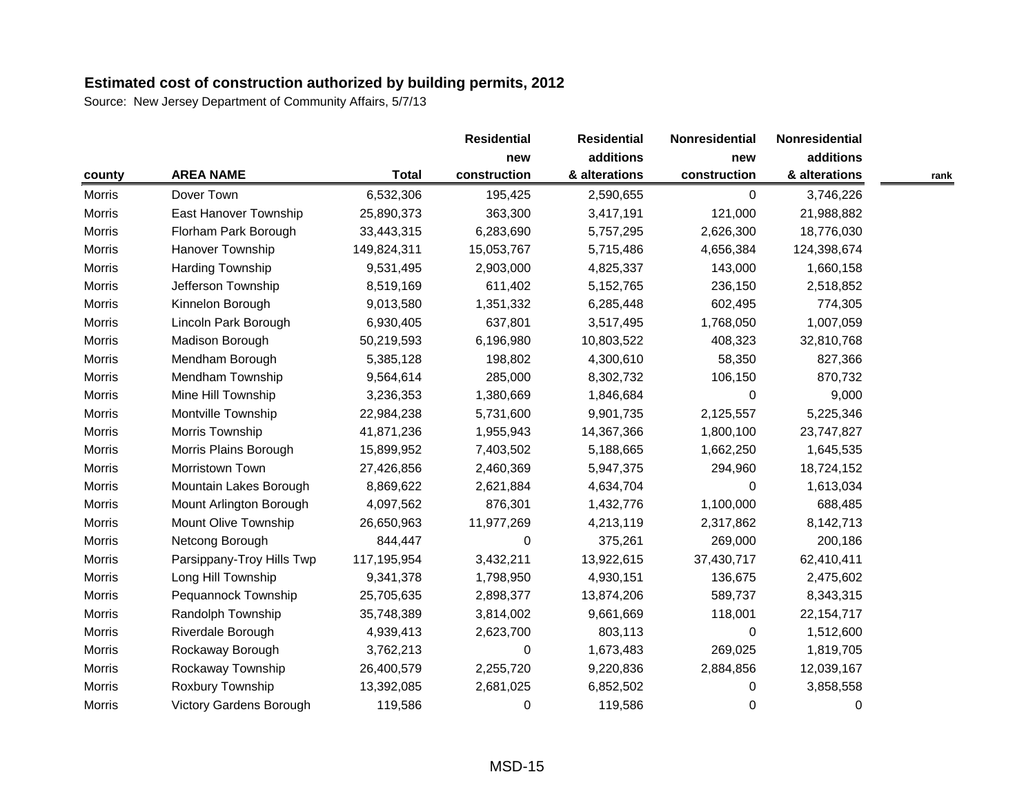## Estimated cost of construction authorized by building permits, 2012

Source: New Jersey Department of Community Affairs, 5/7/13

| county | AREA NAME | Total | Residential new construction | Residential additions & alterations | Nonresidential new construction | Nonresidential additions & alterations | rank |
|---|---|---|---|---|---|---|---|
| Morris | Dover Town | 6,532,306 | 195,425 | 2,590,655 | 0 | 3,746,226 | |
| Morris | East Hanover Township | 25,890,373 | 363,300 | 3,417,191 | 121,000 | 21,988,882 | |
| Morris | Florham Park Borough | 33,443,315 | 6,283,690 | 5,757,295 | 2,626,300 | 18,776,030 | |
| Morris | Hanover Township | 149,824,311 | 15,053,767 | 5,715,486 | 4,656,384 | 124,398,674 | |
| Morris | Harding Township | 9,531,495 | 2,903,000 | 4,825,337 | 143,000 | 1,660,158 | |
| Morris | Jefferson Township | 8,519,169 | 611,402 | 5,152,765 | 236,150 | 2,518,852 | |
| Morris | Kinnelon Borough | 9,013,580 | 1,351,332 | 6,285,448 | 602,495 | 774,305 | |
| Morris | Lincoln Park Borough | 6,930,405 | 637,801 | 3,517,495 | 1,768,050 | 1,007,059 | |
| Morris | Madison Borough | 50,219,593 | 6,196,980 | 10,803,522 | 408,323 | 32,810,768 | |
| Morris | Mendham Borough | 5,385,128 | 198,802 | 4,300,610 | 58,350 | 827,366 | |
| Morris | Mendham Township | 9,564,614 | 285,000 | 8,302,732 | 106,150 | 870,732 | |
| Morris | Mine Hill Township | 3,236,353 | 1,380,669 | 1,846,684 | 0 | 9,000 | |
| Morris | Montville Township | 22,984,238 | 5,731,600 | 9,901,735 | 2,125,557 | 5,225,346 | |
| Morris | Morris Township | 41,871,236 | 1,955,943 | 14,367,366 | 1,800,100 | 23,747,827 | |
| Morris | Morris Plains Borough | 15,899,952 | 7,403,502 | 5,188,665 | 1,662,250 | 1,645,535 | |
| Morris | Morristown Town | 27,426,856 | 2,460,369 | 5,947,375 | 294,960 | 18,724,152 | |
| Morris | Mountain Lakes Borough | 8,869,622 | 2,621,884 | 4,634,704 | 0 | 1,613,034 | |
| Morris | Mount Arlington Borough | 4,097,562 | 876,301 | 1,432,776 | 1,100,000 | 688,485 | |
| Morris | Mount Olive Township | 26,650,963 | 11,977,269 | 4,213,119 | 2,317,862 | 8,142,713 | |
| Morris | Netcong Borough | 844,447 | 0 | 375,261 | 269,000 | 200,186 | |
| Morris | Parsippany-Troy Hills Twp | 117,195,954 | 3,432,211 | 13,922,615 | 37,430,717 | 62,410,411 | |
| Morris | Long Hill Township | 9,341,378 | 1,798,950 | 4,930,151 | 136,675 | 2,475,602 | |
| Morris | Pequannock Township | 25,705,635 | 2,898,377 | 13,874,206 | 589,737 | 8,343,315 | |
| Morris | Randolph Township | 35,748,389 | 3,814,002 | 9,661,669 | 118,001 | 22,154,717 | |
| Morris | Riverdale Borough | 4,939,413 | 2,623,700 | 803,113 | 0 | 1,512,600 | |
| Morris | Rockaway Borough | 3,762,213 | 0 | 1,673,483 | 269,025 | 1,819,705 | |
| Morris | Rockaway Township | 26,400,579 | 2,255,720 | 9,220,836 | 2,884,856 | 12,039,167 | |
| Morris | Roxbury Township | 13,392,085 | 2,681,025 | 6,852,502 | 0 | 3,858,558 | |
| Morris | Victory Gardens Borough | 119,586 | 0 | 119,586 | 0 | 0 | |

MSD-15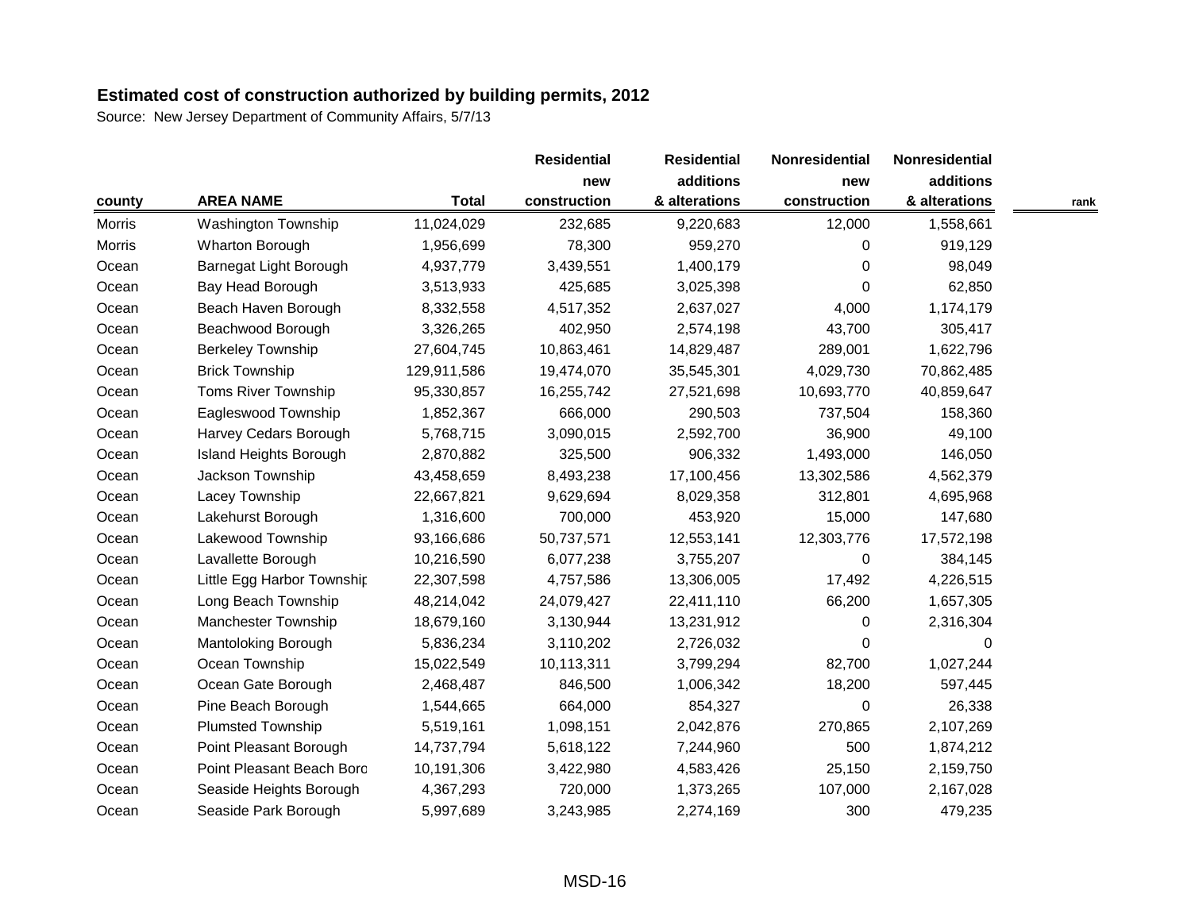**Estimated cost of construction authorized by building permits, 2012**

Source: New Jersey Department of Community Affairs, 5/7/13

| county | AREA NAME | Total | Residential new construction | Residential additions & alterations | Nonresidential new construction | Nonresidential additions & alterations | rank |
|---|---|---|---|---|---|---|---|
| Morris | Washington Township | 11,024,029 | 232,685 | 9,220,683 | 12,000 | 1,558,661 | |
| Morris | Wharton Borough | 1,956,699 | 78,300 | 959,270 | 0 | 919,129 | |
| Ocean | Barnegat Light Borough | 4,937,779 | 3,439,551 | 1,400,179 | 0 | 98,049 | |
| Ocean | Bay Head Borough | 3,513,933 | 425,685 | 3,025,398 | 0 | 62,850 | |
| Ocean | Beach Haven Borough | 8,332,558 | 4,517,352 | 2,637,027 | 4,000 | 1,174,179 | |
| Ocean | Beachwood Borough | 3,326,265 | 402,950 | 2,574,198 | 43,700 | 305,417 | |
| Ocean | Berkeley Township | 27,604,745 | 10,863,461 | 14,829,487 | 289,001 | 1,622,796 | |
| Ocean | Brick Township | 129,911,586 | 19,474,070 | 35,545,301 | 4,029,730 | 70,862,485 | |
| Ocean | Toms River Township | 95,330,857 | 16,255,742 | 27,521,698 | 10,693,770 | 40,859,647 | |
| Ocean | Eagleswood Township | 1,852,367 | 666,000 | 290,503 | 737,504 | 158,360 | |
| Ocean | Harvey Cedars Borough | 5,768,715 | 3,090,015 | 2,592,700 | 36,900 | 49,100 | |
| Ocean | Island Heights Borough | 2,870,882 | 325,500 | 906,332 | 1,493,000 | 146,050 | |
| Ocean | Jackson Township | 43,458,659 | 8,493,238 | 17,100,456 | 13,302,586 | 4,562,379 | |
| Ocean | Lacey Township | 22,667,821 | 9,629,694 | 8,029,358 | 312,801 | 4,695,968 | |
| Ocean | Lakehurst Borough | 1,316,600 | 700,000 | 453,920 | 15,000 | 147,680 | |
| Ocean | Lakewood Township | 93,166,686 | 50,737,571 | 12,553,141 | 12,303,776 | 17,572,198 | |
| Ocean | Lavallette Borough | 10,216,590 | 6,077,238 | 3,755,207 | 0 | 384,145 | |
| Ocean | Little Egg Harbor Township | 22,307,598 | 4,757,586 | 13,306,005 | 17,492 | 4,226,515 | |
| Ocean | Long Beach Township | 48,214,042 | 24,079,427 | 22,411,110 | 66,200 | 1,657,305 | |
| Ocean | Manchester Township | 18,679,160 | 3,130,944 | 13,231,912 | 0 | 2,316,304 | |
| Ocean | Mantoloking Borough | 5,836,234 | 3,110,202 | 2,726,032 | 0 | 0 | |
| Ocean | Ocean Township | 15,022,549 | 10,113,311 | 3,799,294 | 82,700 | 1,027,244 | |
| Ocean | Ocean Gate Borough | 2,468,487 | 846,500 | 1,006,342 | 18,200 | 597,445 | |
| Ocean | Pine Beach Borough | 1,544,665 | 664,000 | 854,327 | 0 | 26,338 | |
| Ocean | Plumsted Township | 5,519,161 | 1,098,151 | 2,042,876 | 270,865 | 2,107,269 | |
| Ocean | Point Pleasant Borough | 14,737,794 | 5,618,122 | 7,244,960 | 500 | 1,874,212 | |
| Ocean | Point Pleasant Beach Boro | 10,191,306 | 3,422,980 | 4,583,426 | 25,150 | 2,159,750 | |
| Ocean | Seaside Heights Borough | 4,367,293 | 720,000 | 1,373,265 | 107,000 | 2,167,028 | |
| Ocean | Seaside Park Borough | 5,997,689 | 3,243,985 | 2,274,169 | 300 | 479,235 | |

MSD-16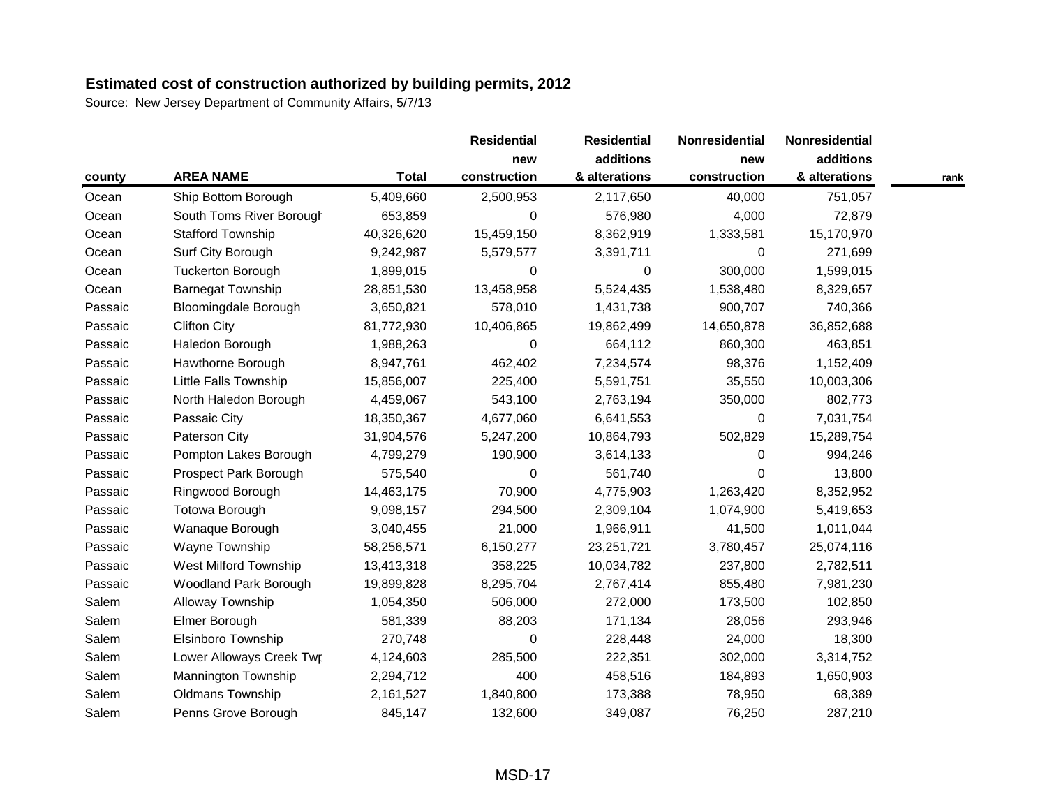**Estimated cost of construction authorized by building permits, 2012**

Source: New Jersey Department of Community Affairs, 5/7/13

| county | AREA NAME | Total | Residential new construction | Residential additions & alterations | Nonresidential new construction | Nonresidential additions & alterations | rank |
|---|---|---|---|---|---|---|---|
| Ocean | Ship Bottom Borough | 5,409,660 | 2,500,953 | 2,117,650 | 40,000 | 751,057 | |
| Ocean | South Toms River Borough | 653,859 | 0 | 576,980 | 4,000 | 72,879 | |
| Ocean | Stafford Township | 40,326,620 | 15,459,150 | 8,362,919 | 1,333,581 | 15,170,970 | |
| Ocean | Surf City Borough | 9,242,987 | 5,579,577 | 3,391,711 | 0 | 271,699 | |
| Ocean | Tuckerton Borough | 1,899,015 | 0 | 0 | 300,000 | 1,599,015 | |
| Ocean | Barnegat Township | 28,851,530 | 13,458,958 | 5,524,435 | 1,538,480 | 8,329,657 | |
| Passaic | Bloomingdale Borough | 3,650,821 | 578,010 | 1,431,738 | 900,707 | 740,366 | |
| Passaic | Clifton City | 81,772,930 | 10,406,865 | 19,862,499 | 14,650,878 | 36,852,688 | |
| Passaic | Haledon Borough | 1,988,263 | 0 | 664,112 | 860,300 | 463,851 | |
| Passaic | Hawthorne Borough | 8,947,761 | 462,402 | 7,234,574 | 98,376 | 1,152,409 | |
| Passaic | Little Falls Township | 15,856,007 | 225,400 | 5,591,751 | 35,550 | 10,003,306 | |
| Passaic | North Haledon Borough | 4,459,067 | 543,100 | 2,763,194 | 350,000 | 802,773 | |
| Passaic | Passaic City | 18,350,367 | 4,677,060 | 6,641,553 | 0 | 7,031,754 | |
| Passaic | Paterson City | 31,904,576 | 5,247,200 | 10,864,793 | 502,829 | 15,289,754 | |
| Passaic | Pompton Lakes Borough | 4,799,279 | 190,900 | 3,614,133 | 0 | 994,246 | |
| Passaic | Prospect Park Borough | 575,540 | 0 | 561,740 | 0 | 13,800 | |
| Passaic | Ringwood Borough | 14,463,175 | 70,900 | 4,775,903 | 1,263,420 | 8,352,952 | |
| Passaic | Totowa Borough | 9,098,157 | 294,500 | 2,309,104 | 1,074,900 | 5,419,653 | |
| Passaic | Wanaque Borough | 3,040,455 | 21,000 | 1,966,911 | 41,500 | 1,011,044 | |
| Passaic | Wayne Township | 58,256,571 | 6,150,277 | 23,251,721 | 3,780,457 | 25,074,116 | |
| Passaic | West Milford Township | 13,413,318 | 358,225 | 10,034,782 | 237,800 | 2,782,511 | |
| Passaic | Woodland Park Borough | 19,899,828 | 8,295,704 | 2,767,414 | 855,480 | 7,981,230 | |
| Salem | Alloway Township | 1,054,350 | 506,000 | 272,000 | 173,500 | 102,850 | |
| Salem | Elmer Borough | 581,339 | 88,203 | 171,134 | 28,056 | 293,946 | |
| Salem | Elsinboro Township | 270,748 | 0 | 228,448 | 24,000 | 18,300 | |
| Salem | Lower Alloways Creek Twp | 4,124,603 | 285,500 | 222,351 | 302,000 | 3,314,752 | |
| Salem | Mannington Township | 2,294,712 | 400 | 458,516 | 184,893 | 1,650,903 | |
| Salem | Oldmans Township | 2,161,527 | 1,840,800 | 173,388 | 78,950 | 68,389 | |
| Salem | Penns Grove Borough | 845,147 | 132,600 | 349,087 | 76,250 | 287,210 | |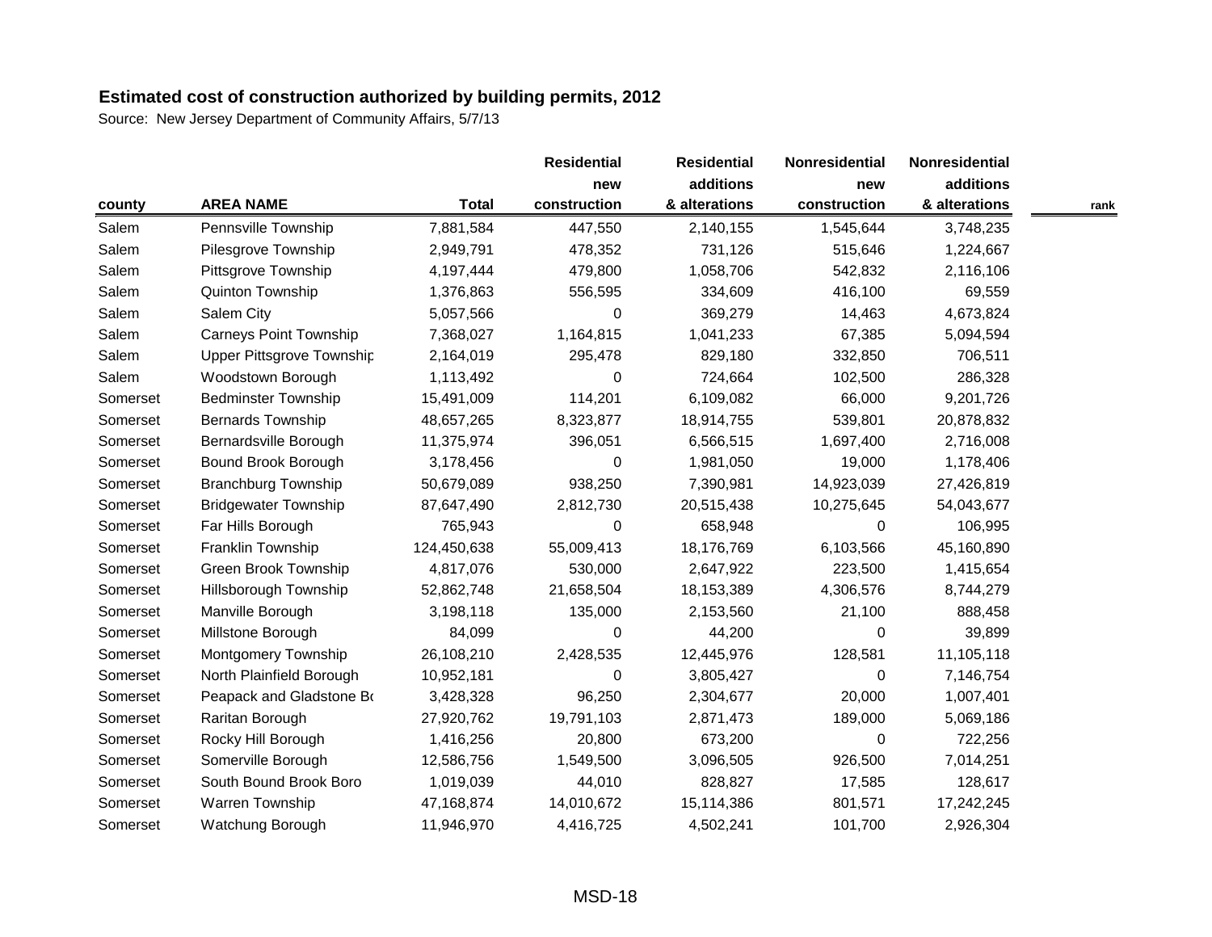## Estimated cost of construction authorized by building permits, 2012

Source: New Jersey Department of Community Affairs, 5/7/13

| county | AREA NAME | Total | Residential new construction | Residential additions & alterations | Nonresidential new construction | Nonresidential additions & alterations | rank |
|---|---|---|---|---|---|---|---|
| Salem | Pennsville Township | 7,881,584 | 447,550 | 2,140,155 | 1,545,644 | 3,748,235 | |
| Salem | Pilesgrove Township | 2,949,791 | 478,352 | 731,126 | 515,646 | 1,224,667 | |
| Salem | Pittsgrove Township | 4,197,444 | 479,800 | 1,058,706 | 542,832 | 2,116,106 | |
| Salem | Quinton Township | 1,376,863 | 556,595 | 334,609 | 416,100 | 69,559 | |
| Salem | Salem City | 5,057,566 | 0 | 369,279 | 14,463 | 4,673,824 | |
| Salem | Carneys Point Township | 7,368,027 | 1,164,815 | 1,041,233 | 67,385 | 5,094,594 | |
| Salem | Upper Pittsgrove Township | 2,164,019 | 295,478 | 829,180 | 332,850 | 706,511 | |
| Salem | Woodstown Borough | 1,113,492 | 0 | 724,664 | 102,500 | 286,328 | |
| Somerset | Bedminster Township | 15,491,009 | 114,201 | 6,109,082 | 66,000 | 9,201,726 | |
| Somerset | Bernards Township | 48,657,265 | 8,323,877 | 18,914,755 | 539,801 | 20,878,832 | |
| Somerset | Bernardsville Borough | 11,375,974 | 396,051 | 6,566,515 | 1,697,400 | 2,716,008 | |
| Somerset | Bound Brook Borough | 3,178,456 | 0 | 1,981,050 | 19,000 | 1,178,406 | |
| Somerset | Branchburg Township | 50,679,089 | 938,250 | 7,390,981 | 14,923,039 | 27,426,819 | |
| Somerset | Bridgewater Township | 87,647,490 | 2,812,730 | 20,515,438 | 10,275,645 | 54,043,677 | |
| Somerset | Far Hills Borough | 765,943 | 0 | 658,948 | 0 | 106,995 | |
| Somerset | Franklin Township | 124,450,638 | 55,009,413 | 18,176,769 | 6,103,566 | 45,160,890 | |
| Somerset | Green Brook Township | 4,817,076 | 530,000 | 2,647,922 | 223,500 | 1,415,654 | |
| Somerset | Hillsborough Township | 52,862,748 | 21,658,504 | 18,153,389 | 4,306,576 | 8,744,279 | |
| Somerset | Manville Borough | 3,198,118 | 135,000 | 2,153,560 | 21,100 | 888,458 | |
| Somerset | Millstone Borough | 84,099 | 0 | 44,200 | 0 | 39,899 | |
| Somerset | Montgomery Township | 26,108,210 | 2,428,535 | 12,445,976 | 128,581 | 11,105,118 | |
| Somerset | North Plainfield Borough | 10,952,181 | 0 | 3,805,427 | 0 | 7,146,754 | |
| Somerset | Peapack and Gladstone Bo | 3,428,328 | 96,250 | 2,304,677 | 20,000 | 1,007,401 | |
| Somerset | Raritan Borough | 27,920,762 | 19,791,103 | 2,871,473 | 189,000 | 5,069,186 | |
| Somerset | Rocky Hill Borough | 1,416,256 | 20,800 | 673,200 | 0 | 722,256 | |
| Somerset | Somerville Borough | 12,586,756 | 1,549,500 | 3,096,505 | 926,500 | 7,014,251 | |
| Somerset | South Bound Brook Boro | 1,019,039 | 44,010 | 828,827 | 17,585 | 128,617 | |
| Somerset | Warren Township | 47,168,874 | 14,010,672 | 15,114,386 | 801,571 | 17,242,245 | |
| Somerset | Watchung Borough | 11,946,970 | 4,416,725 | 4,502,241 | 101,700 | 2,926,304 | |

MSD-18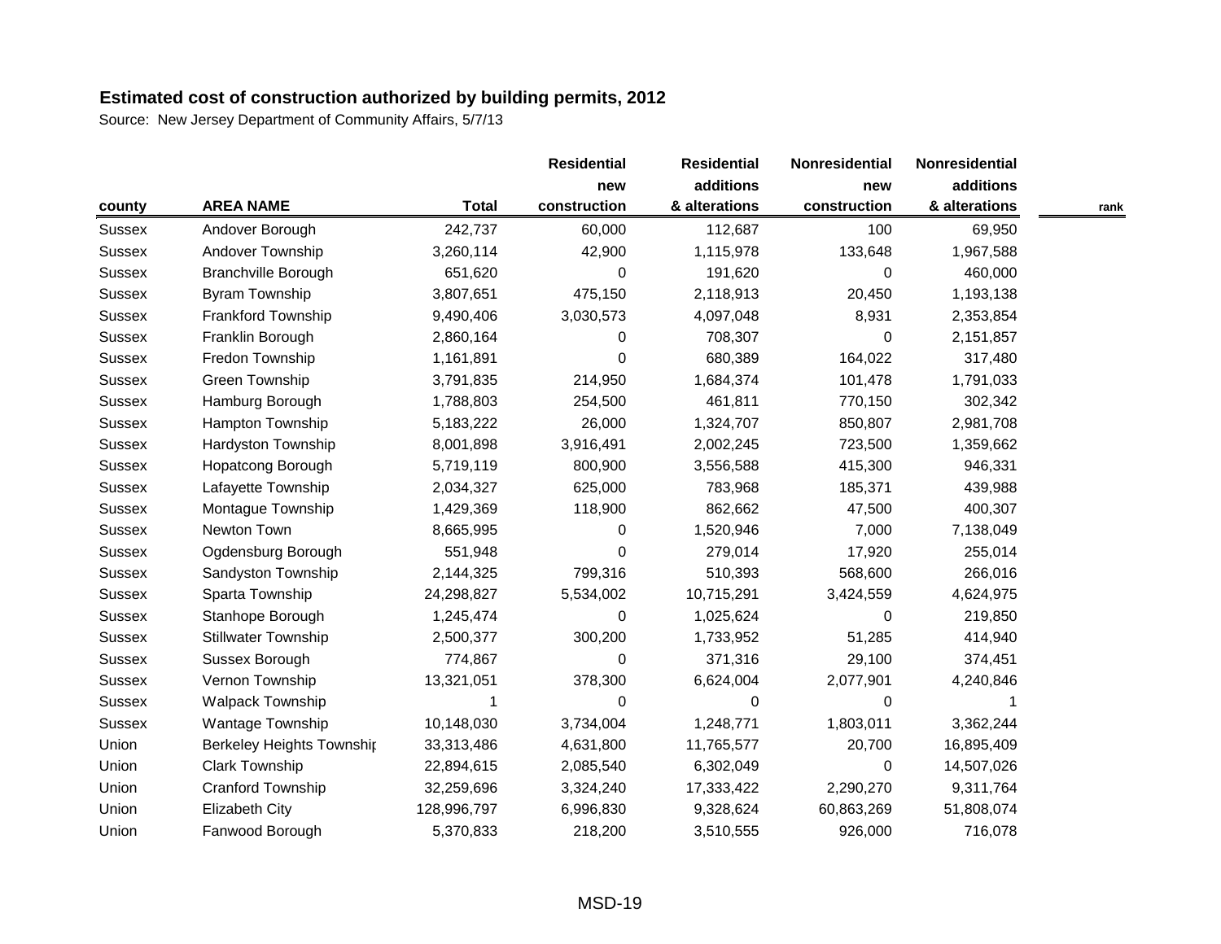## Estimated cost of construction authorized by building permits, 2012

Source: New Jersey Department of Community Affairs, 5/7/13

| county | AREA NAME | Total | Residential new construction | Residential additions & alterations | Nonresidential new construction | Nonresidential additions & alterations | rank |
|---|---|---|---|---|---|---|---|
| Sussex | Andover Borough | 242,737 | 60,000 | 112,687 | 100 | 69,950 | |
| Sussex | Andover Township | 3,260,114 | 42,900 | 1,115,978 | 133,648 | 1,967,588 | |
| Sussex | Branchville Borough | 651,620 | 0 | 191,620 | 0 | 460,000 | |
| Sussex | Byram Township | 3,807,651 | 475,150 | 2,118,913 | 20,450 | 1,193,138 | |
| Sussex | Frankford Township | 9,490,406 | 3,030,573 | 4,097,048 | 8,931 | 2,353,854 | |
| Sussex | Franklin Borough | 2,860,164 | 0 | 708,307 | 0 | 2,151,857 | |
| Sussex | Fredon Township | 1,161,891 | 0 | 680,389 | 164,022 | 317,480 | |
| Sussex | Green Township | 3,791,835 | 214,950 | 1,684,374 | 101,478 | 1,791,033 | |
| Sussex | Hamburg Borough | 1,788,803 | 254,500 | 461,811 | 770,150 | 302,342 | |
| Sussex | Hampton Township | 5,183,222 | 26,000 | 1,324,707 | 850,807 | 2,981,708 | |
| Sussex | Hardyston Township | 8,001,898 | 3,916,491 | 2,002,245 | 723,500 | 1,359,662 | |
| Sussex | Hopatcong Borough | 5,719,119 | 800,900 | 3,556,588 | 415,300 | 946,331 | |
| Sussex | Lafayette Township | 2,034,327 | 625,000 | 783,968 | 185,371 | 439,988 | |
| Sussex | Montague Township | 1,429,369 | 118,900 | 862,662 | 47,500 | 400,307 | |
| Sussex | Newton Town | 8,665,995 | 0 | 1,520,946 | 7,000 | 7,138,049 | |
| Sussex | Ogdensburg Borough | 551,948 | 0 | 279,014 | 17,920 | 255,014 | |
| Sussex | Sandyston Township | 2,144,325 | 799,316 | 510,393 | 568,600 | 266,016 | |
| Sussex | Sparta Township | 24,298,827 | 5,534,002 | 10,715,291 | 3,424,559 | 4,624,975 | |
| Sussex | Stanhope Borough | 1,245,474 | 0 | 1,025,624 | 0 | 219,850 | |
| Sussex | Stillwater Township | 2,500,377 | 300,200 | 1,733,952 | 51,285 | 414,940 | |
| Sussex | Sussex Borough | 774,867 | 0 | 371,316 | 29,100 | 374,451 | |
| Sussex | Vernon Township | 13,321,051 | 378,300 | 6,624,004 | 2,077,901 | 4,240,846 | |
| Sussex | Walpack Township | 1 | 0 | 0 | 0 | 1 | |
| Sussex | Wantage Township | 10,148,030 | 3,734,004 | 1,248,771 | 1,803,011 | 3,362,244 | |
| Union | Berkeley Heights Township | 33,313,486 | 4,631,800 | 11,765,577 | 20,700 | 16,895,409 | |
| Union | Clark Township | 22,894,615 | 2,085,540 | 6,302,049 | 0 | 14,507,026 | |
| Union | Cranford Township | 32,259,696 | 3,324,240 | 17,333,422 | 2,290,270 | 9,311,764 | |
| Union | Elizabeth City | 128,996,797 | 6,996,830 | 9,328,624 | 60,863,269 | 51,808,074 | |
| Union | Fanwood Borough | 5,370,833 | 218,200 | 3,510,555 | 926,000 | 716,078 | |

MSD-19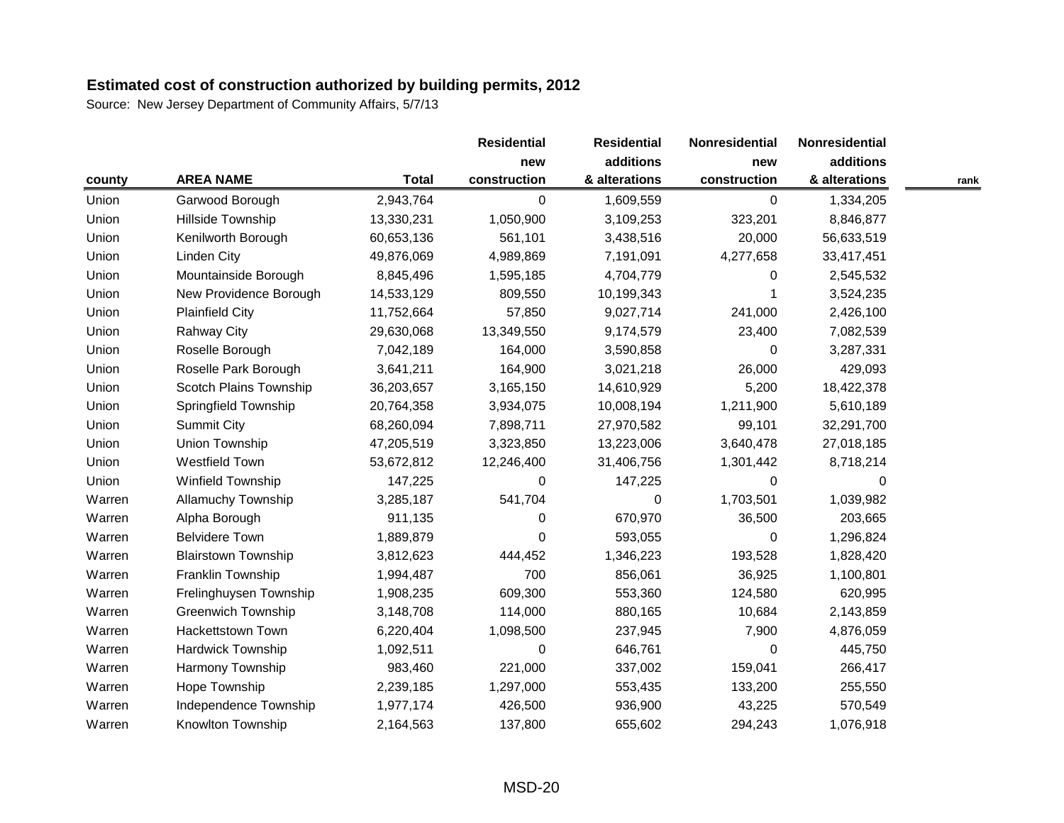**Estimated cost of construction authorized by building permits, 2012**

Source: New Jersey Department of Community Affairs, 5/7/13

| county | AREA NAME | Total | Residential new construction | Residential additions & alterations | Nonresidential new construction | Nonresidential additions & alterations | rank |
|---|---|---|---|---|---|---|---|
| Union | Garwood Borough | 2,943,764 | 0 | 1,609,559 | 0 | 1,334,205 | |
| Union | Hillside Township | 13,330,231 | 1,050,900 | 3,109,253 | 323,201 | 8,846,877 | |
| Union | Kenilworth Borough | 60,653,136 | 561,101 | 3,438,516 | 20,000 | 56,633,519 | |
| Union | Linden City | 49,876,069 | 4,989,869 | 7,191,091 | 4,277,658 | 33,417,451 | |
| Union | Mountainside Borough | 8,845,496 | 1,595,185 | 4,704,779 | 0 | 2,545,532 | |
| Union | New Providence Borough | 14,533,129 | 809,550 | 10,199,343 | 1 | 3,524,235 | |
| Union | Plainfield City | 11,752,664 | 57,850 | 9,027,714 | 241,000 | 2,426,100 | |
| Union | Rahway City | 29,630,068 | 13,349,550 | 9,174,579 | 23,400 | 7,082,539 | |
| Union | Roselle Borough | 7,042,189 | 164,000 | 3,590,858 | 0 | 3,287,331 | |
| Union | Roselle Park Borough | 3,641,211 | 164,900 | 3,021,218 | 26,000 | 429,093 | |
| Union | Scotch Plains Township | 36,203,657 | 3,165,150 | 14,610,929 | 5,200 | 18,422,378 | |
| Union | Springfield Township | 20,764,358 | 3,934,075 | 10,008,194 | 1,211,900 | 5,610,189 | |
| Union | Summit City | 68,260,094 | 7,898,711 | 27,970,582 | 99,101 | 32,291,700 | |
| Union | Union Township | 47,205,519 | 3,323,850 | 13,223,006 | 3,640,478 | 27,018,185 | |
| Union | Westfield Town | 53,672,812 | 12,246,400 | 31,406,756 | 1,301,442 | 8,718,214 | |
| Union | Winfield Township | 147,225 | 0 | 147,225 | 0 | 0 | |
| Warren | Allamuchy Township | 3,285,187 | 541,704 | 0 | 1,703,501 | 1,039,982 | |
| Warren | Alpha Borough | 911,135 | 0 | 670,970 | 36,500 | 203,665 | |
| Warren | Belvidere Town | 1,889,879 | 0 | 593,055 | 0 | 1,296,824 | |
| Warren | Blairstown Township | 3,812,623 | 444,452 | 1,346,223 | 193,528 | 1,828,420 | |
| Warren | Franklin Township | 1,994,487 | 700 | 856,061 | 36,925 | 1,100,801 | |
| Warren | Frelinghuysen Township | 1,908,235 | 609,300 | 553,360 | 124,580 | 620,995 | |
| Warren | Greenwich Township | 3,148,708 | 114,000 | 880,165 | 10,684 | 2,143,859 | |
| Warren | Hackettstown Town | 6,220,404 | 1,098,500 | 237,945 | 7,900 | 4,876,059 | |
| Warren | Hardwick Township | 1,092,511 | 0 | 646,761 | 0 | 445,750 | |
| Warren | Harmony Township | 983,460 | 221,000 | 337,002 | 159,041 | 266,417 | |
| Warren | Hope Township | 2,239,185 | 1,297,000 | 553,435 | 133,200 | 255,550 | |
| Warren | Independence Township | 1,977,174 | 426,500 | 936,900 | 43,225 | 570,549 | |
| Warren | Knowlton Township | 2,164,563 | 137,800 | 655,602 | 294,243 | 1,076,918 | |

MSD-20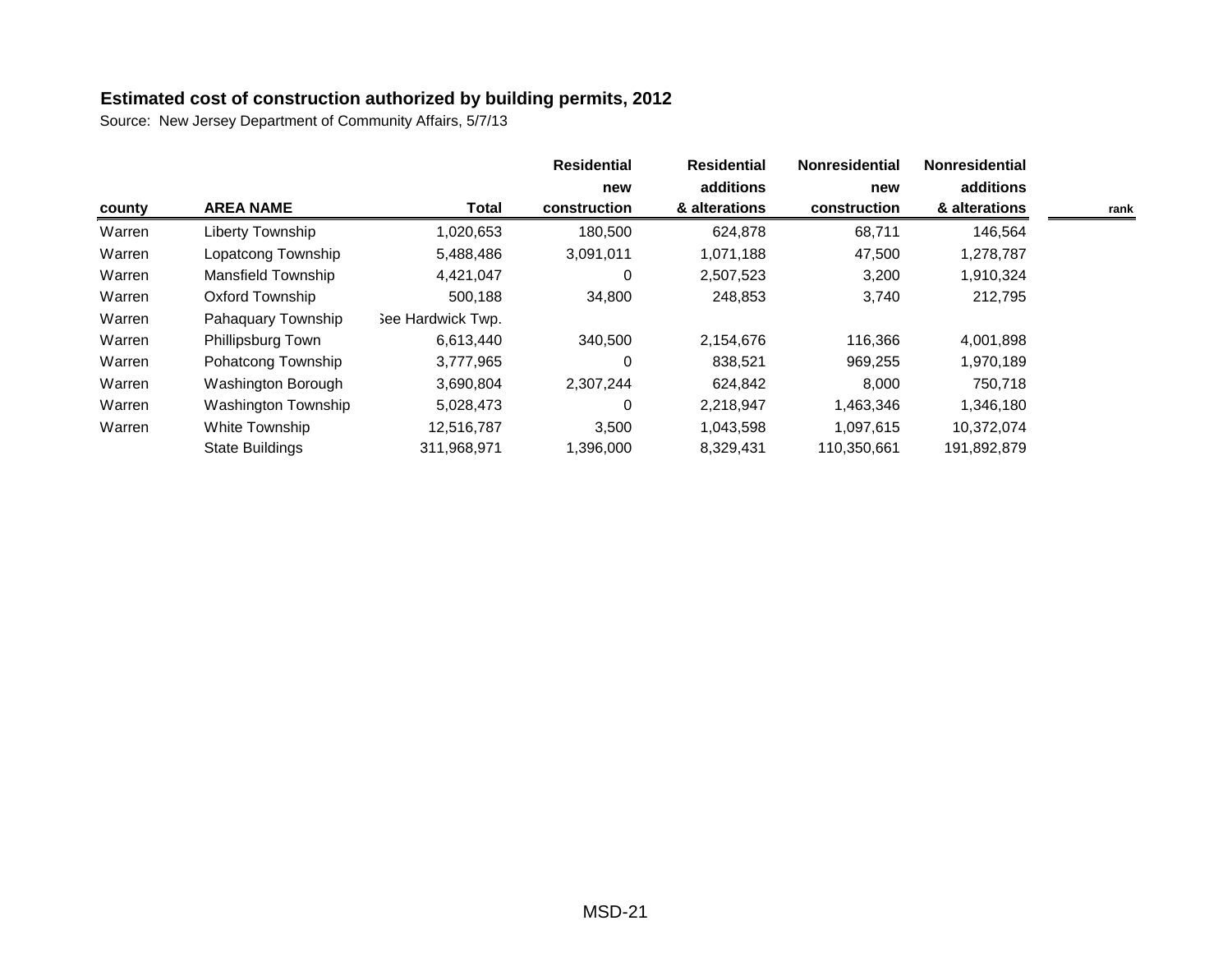## Estimated cost of construction authorized by building permits, 2012

Source: New Jersey Department of Community Affairs, 5/7/13

| county | AREA NAME | Total | Residential new construction | Residential additions & alterations | Nonresidential new construction | Nonresidential additions & alterations | rank |
|---|---|---|---|---|---|---|---|
| Warren | Liberty Township | 1,020,653 | 180,500 | 624,878 | 68,711 | 146,564 | |
| Warren | Lopatcong Township | 5,488,486 | 3,091,011 | 1,071,188 | 47,500 | 1,278,787 | |
| Warren | Mansfield Township | 4,421,047 | 0 | 2,507,523 | 3,200 | 1,910,324 | |
| Warren | Oxford Township | 500,188 | 34,800 | 248,853 | 3,740 | 212,795 | |
| Warren | Pahaquary Township | See Hardwick Twp. | | | | | |
| Warren | Phillipsburg Town | 6,613,440 | 340,500 | 2,154,676 | 116,366 | 4,001,898 | |
| Warren | Pohatcong Township | 3,777,965 | 0 | 838,521 | 969,255 | 1,970,189 | |
| Warren | Washington Borough | 3,690,804 | 2,307,244 | 624,842 | 8,000 | 750,718 | |
| Warren | Washington Township | 5,028,473 | 0 | 2,218,947 | 1,463,346 | 1,346,180 | |
| Warren | White Township | 12,516,787 | 3,500 | 1,043,598 | 1,097,615 | 10,372,074 | |
| | State Buildings | 311,968,971 | 1,396,000 | 8,329,431 | 110,350,661 | 191,892,879 | |

MSD-21